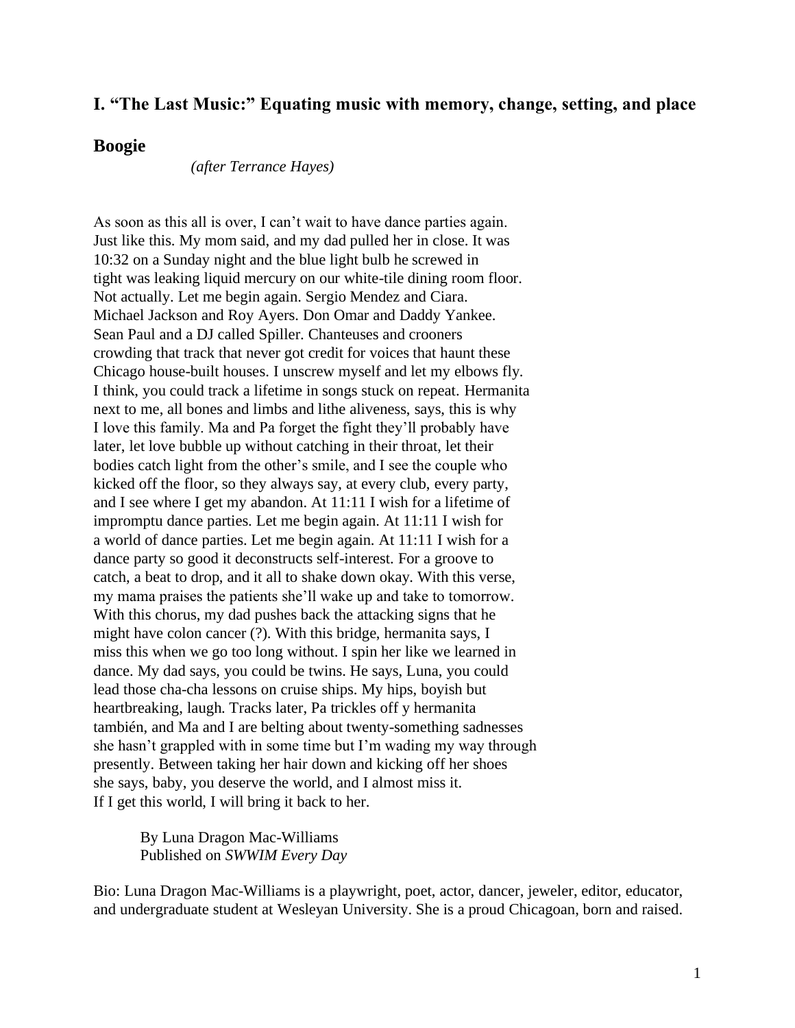## I. "The Last Music:" Equating music with memory, change, setting, and place

### Boogie

*(after Terrance Hayes)*

As soon as this all is over, I can't wait to have dance parties again.
Just like this. My mom said, and my dad pulled her in close. It was
10:32 on a Sunday night and the blue light bulb he screwed in
tight was leaking liquid mercury on our white-tile dining room floor.
Not actually. Let me begin again. Sergio Mendez and Ciara.
Michael Jackson and Roy Ayers. Don Omar and Daddy Yankee.
Sean Paul and a DJ called Spiller. Chanteuses and crooners
crowding that track that never got credit for voices that haunt these
Chicago house-built houses. I unscrew myself and let my elbows fly.
I think, you could track a lifetime in songs stuck on repeat. Hermanita
next to me, all bones and limbs and lithe aliveness, says, this is why
I love this family. Ma and Pa forget the fight they'll probably have
later, let love bubble up without catching in their throat, let their
bodies catch light from the other's smile, and I see the couple who
kicked off the floor, so they always say, at every club, every party,
and I see where I get my abandon. At 11:11 I wish for a lifetime of
impromptu dance parties. Let me begin again. At 11:11 I wish for
a world of dance parties. Let me begin again. At 11:11 I wish for a
dance party so good it deconstructs self-interest. For a groove to
catch, a beat to drop, and it all to shake down okay. With this verse,
my mama praises the patients she'll wake up and take to tomorrow.
With this chorus, my dad pushes back the attacking signs that he
might have colon cancer (?). With this bridge, hermanita says, I
miss this when we go too long without. I spin her like we learned in
dance. My dad says, you could be twins. He says, Luna, you could
lead those cha-cha lessons on cruise ships. My hips, boyish but
heartbreaking, laugh. Tracks later, Pa trickles off y hermanita
también, and Ma and I are belting about twenty-something sadnesses
she hasn't grappled with in some time but I'm wading my way through
presently. Between taking her hair down and kicking off her shoes
she says, baby, you deserve the world, and I almost miss it.
If I get this world, I will bring it back to her.

By Luna Dragon Mac-Williams
Published on *SWWIM Every Day*

Bio: Luna Dragon Mac-Williams is a playwright, poet, actor, dancer, jeweler, editor, educator, and undergraduate student at Wesleyan University. She is a proud Chicagoan, born and raised.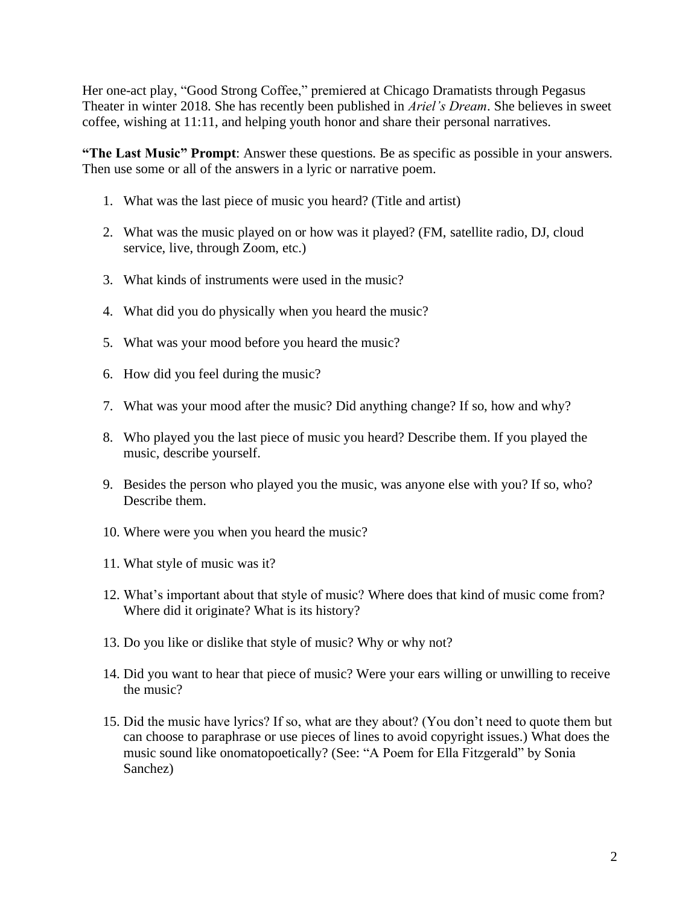Her one-act play, "Good Strong Coffee," premiered at Chicago Dramatists through Pegasus Theater in winter 2018. She has recently been published in *Ariel's Dream*. She believes in sweet coffee, wishing at 11:11, and helping youth honor and share their personal narratives.

**"The Last Music" Prompt**: Answer these questions. Be as specific as possible in your answers. Then use some or all of the answers in a lyric or narrative poem.

1. What was the last piece of music you heard? (Title and artist)
2. What was the music played on or how was it played? (FM, satellite radio, DJ, cloud service, live, through Zoom, etc.)
3. What kinds of instruments were used in the music?
4. What did you do physically when you heard the music?
5. What was your mood before you heard the music?
6. How did you feel during the music?
7. What was your mood after the music? Did anything change? If so, how and why?
8. Who played you the last piece of music you heard? Describe them. If you played the music, describe yourself.
9. Besides the person who played you the music, was anyone else with you? If so, who? Describe them.
10. Where were you when you heard the music?
11. What style of music was it?
12. What's important about that style of music? Where does that kind of music come from? Where did it originate? What is its history?
13. Do you like or dislike that style of music? Why or why not?
14. Did you want to hear that piece of music? Were your ears willing or unwilling to receive the music?
15. Did the music have lyrics? If so, what are they about? (You don't need to quote them but can choose to paraphrase or use pieces of lines to avoid copyright issues.) What does the music sound like onomatopoetically? (See: "A Poem for Ella Fitzgerald" by Sonia Sanchez)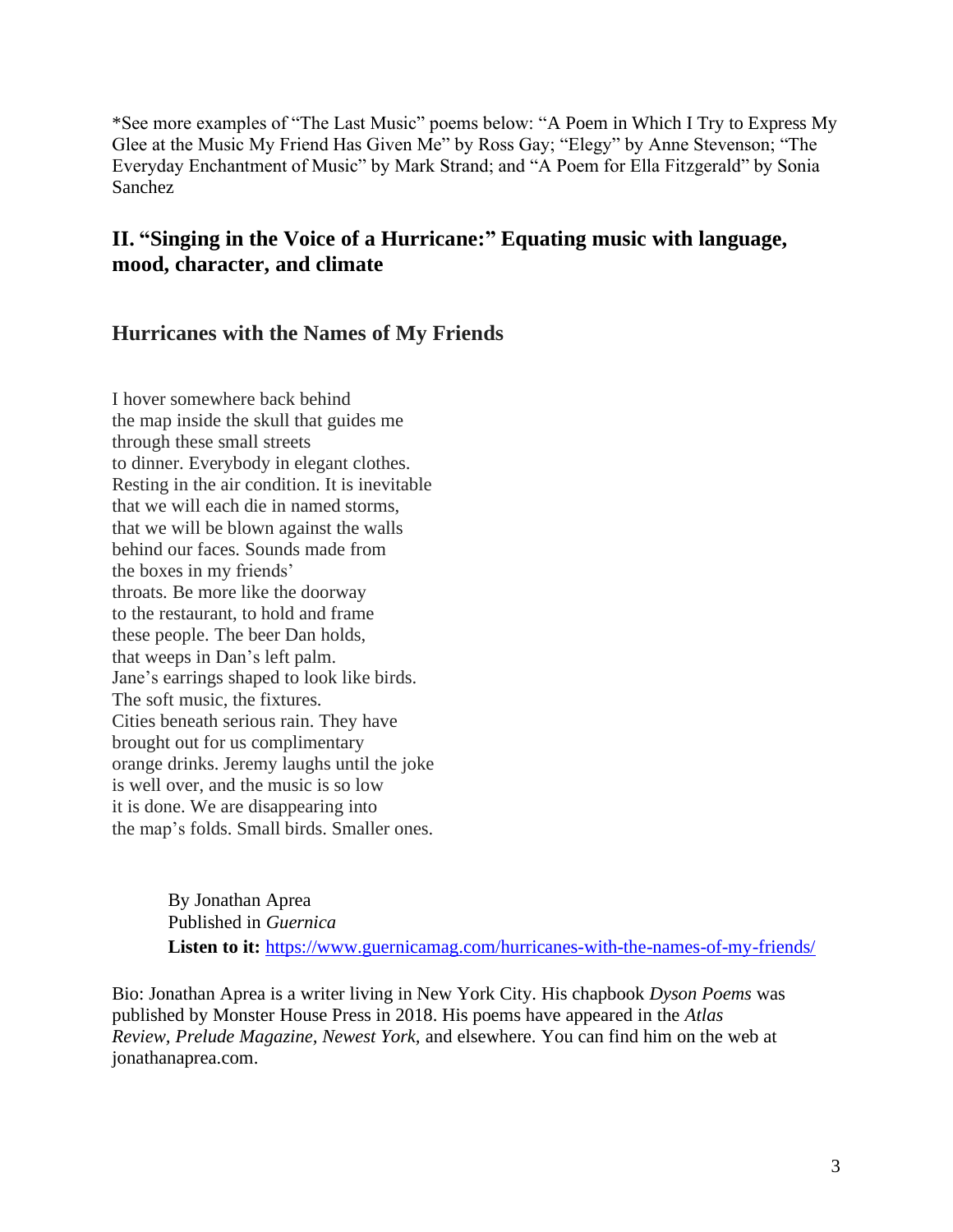*See more examples of "The Last Music" poems below: "A Poem in Which I Try to Express My Glee at the Music My Friend Has Given Me" by Ross Gay; "Elegy" by Anne Stevenson; "The Everyday Enchantment of Music" by Mark Strand; and "A Poem for Ella Fitzgerald" by Sonia Sanchez

## II. "Singing in the Voice of a Hurricane:" Equating music with language, mood, character, and climate

### Hurricanes with the Names of My Friends

I hover somewhere back behind  
the map inside the skull that guides me  
through these small streets  
to dinner. Everybody in elegant clothes.  
Resting in the air condition. It is inevitable  
that we will each die in named storms,  
that we will be blown against the walls  
behind our faces. Sounds made from  
the boxes in my friends'  
throats. Be more like the doorway  
to the restaurant, to hold and frame  
these people. The beer Dan holds,  
that weeps in Dan's left palm.  
Jane's earrings shaped to look like birds.  
The soft music, the fixtures.  
Cities beneath serious rain. They have  
brought out for us complimentary  
orange drinks. Jeremy laughs until the joke  
is well over, and the music is so low  
it is done. We are disappearing into  
the map's folds. Small birds. Smaller ones.

By Jonathan Aprea  
Published in *Guernica*  
**Listen to it:** https://www.guernicamag.com/hurricanes-with-the-names-of-my-friends/

Bio: Jonathan Aprea is a writer living in New York City. His chapbook *Dyson Poems* was published by Monster House Press in 2018. His poems have appeared in the *Atlas Review, Prelude Magazine, Newest York*, and elsewhere. You can find him on the web at jonathanaprea.com.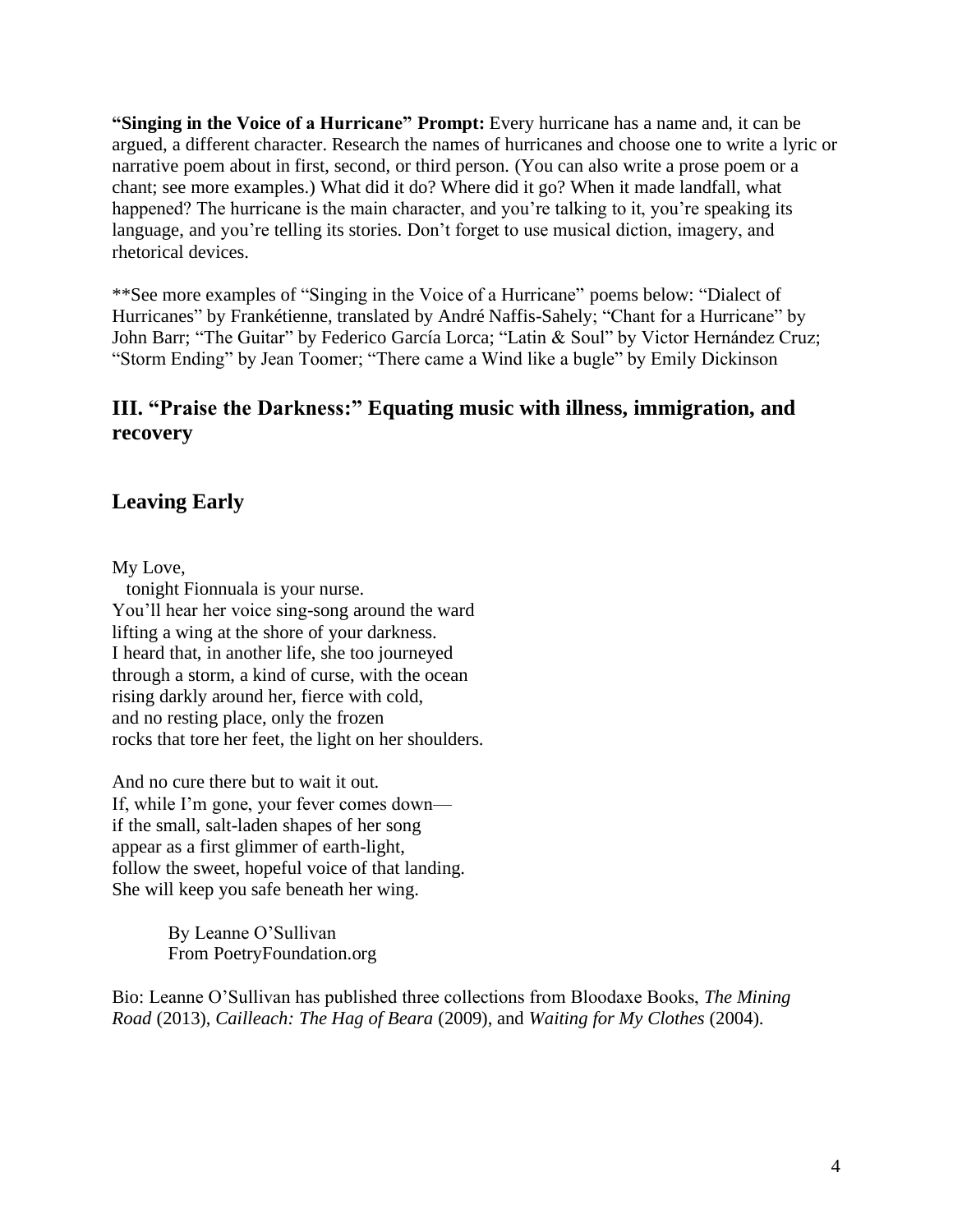**"Singing in the Voice of a Hurricane" Prompt:** Every hurricane has a name and, it can be argued, a different character. Research the names of hurricanes and choose one to write a lyric or narrative poem about in first, second, or third person. (You can also write a prose poem or a chant; see more examples.) What did it do? Where did it go? When it made landfall, what happened? The hurricane is the main character, and you're talking to it, you're speaking its language, and you're telling its stories. Don't forget to use musical diction, imagery, and rhetorical devices.

**See more examples of "Singing in the Voice of a Hurricane" poems below: "Dialect of Hurricanes" by Frankétienne, translated by André Naffis-Sahely; "Chant for a Hurricane" by John Barr; "The Guitar" by Federico García Lorca; "Latin & Soul" by Victor Hernández Cruz; "Storm Ending" by Jean Toomer; "There came a Wind like a bugle" by Emily Dickinson

## III. "Praise the Darkness:" Equating music with illness, immigration, and recovery

## Leaving Early

My Love,
   tonight Fionnuala is your nurse.
You'll hear her voice sing-song around the ward
lifting a wing at the shore of your darkness.
I heard that, in another life, she too journeyed
through a storm, a kind of curse, with the ocean
rising darkly around her, fierce with cold,
and no resting place, only the frozen
rocks that tore her feet, the light on her shoulders.

And no cure there but to wait it out.
If, while I'm gone, your fever comes down—
if the small, salt-laden shapes of her song
appear as a first glimmer of earth-light,
follow the sweet, hopeful voice of that landing.
She will keep you safe beneath her wing.

By Leanne O'Sullivan
From PoetryFoundation.org

Bio: Leanne O'Sullivan has published three collections from Bloodaxe Books, *The Mining Road* (2013), *Cailleach: The Hag of Beara* (2009), and *Waiting for My Clothes* (2004).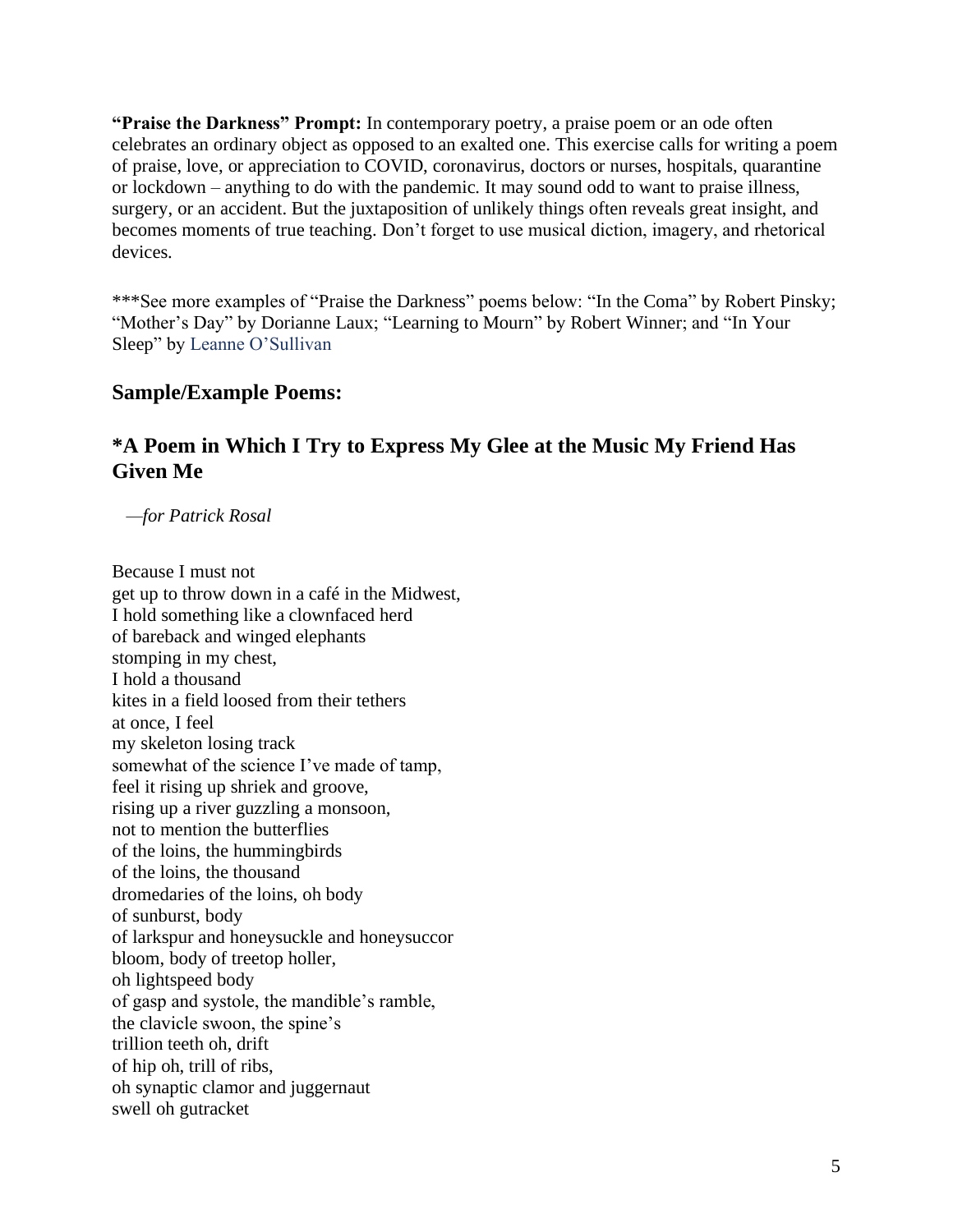**"Praise the Darkness" Prompt:** In contemporary poetry, a praise poem or an ode often celebrates an ordinary object as opposed to an exalted one. This exercise calls for writing a poem of praise, love, or appreciation to COVID, coronavirus, doctors or nurses, hospitals, quarantine or lockdown – anything to do with the pandemic. It may sound odd to want to praise illness, surgery, or an accident. But the juxtaposition of unlikely things often reveals great insight, and becomes moments of true teaching. Don't forget to use musical diction, imagery, and rhetorical devices.

***See more examples of "Praise the Darkness" poems below: "In the Coma" by Robert Pinsky; "Mother's Day" by Dorianne Laux; "Learning to Mourn" by Robert Winner; and "In Your Sleep" by Leanne O'Sullivan

## Sample/Example Poems:

## *A Poem in Which I Try to Express My Glee at the Music My Friend Has Given Me

*—for Patrick Rosal*

Because I must not
get up to throw down in a café in the Midwest,
I hold something like a clownfaced herd
of bareback and winged elephants
stomping in my chest,
I hold a thousand
kites in a field loosed from their tethers
at once, I feel
my skeleton losing track
somewhat of the science I've made of tamp,
feel it rising up shriek and groove,
rising up a river guzzling a monsoon,
not to mention the butterflies
of the loins, the hummingbirds
of the loins, the thousand
dromedaries of the loins, oh body
of sunburst, body
of larkspur and honeysuckle and honeysuccor
bloom, body of treetop holler,
oh lightspeed body
of gasp and systole, the mandible's ramble,
the clavicle swoon, the spine's
trillion teeth oh, drift
of hip oh, trill of ribs,
oh synaptic clamor and juggernaut
swell oh gutracket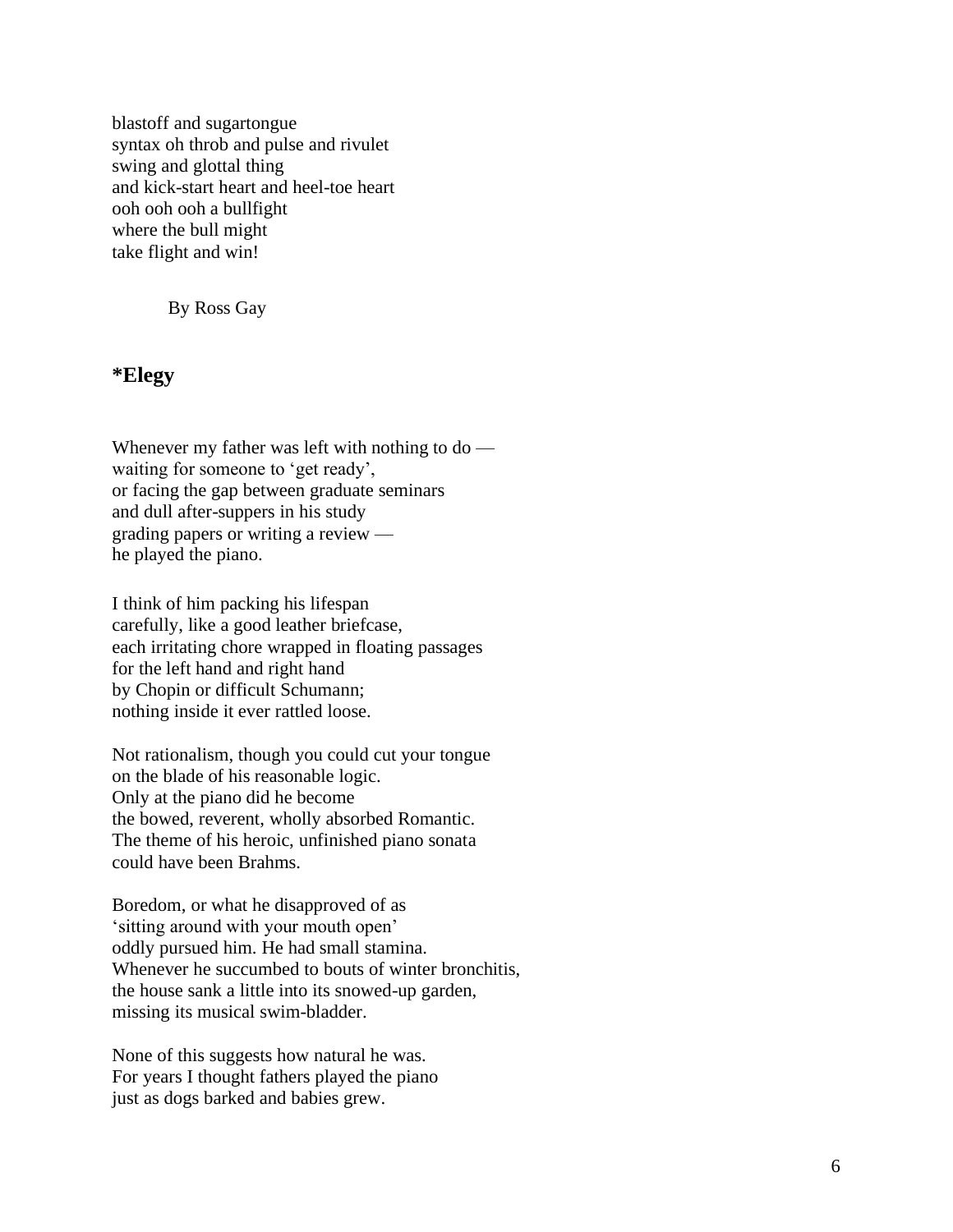blastoff and sugartongue
syntax oh throb and pulse and rivulet
swing and glottal thing
and kick-start heart and heel-toe heart
ooh ooh ooh a bullfight
where the bull might
take flight and win!

By Ross Gay

## *Elegy

Whenever my father was left with nothing to do —
waiting for someone to 'get ready',
or facing the gap between graduate seminars
and dull after-suppers in his study
grading papers or writing a review —
he played the piano.

I think of him packing his lifespan
carefully, like a good leather briefcase,
each irritating chore wrapped in floating passages
for the left hand and right hand
by Chopin or difficult Schumann;
nothing inside it ever rattled loose.

Not rationalism, though you could cut your tongue
on the blade of his reasonable logic.
Only at the piano did he become
the bowed, reverent, wholly absorbed Romantic.
The theme of his heroic, unfinished piano sonata
could have been Brahms.

Boredom, or what he disapproved of as
'sitting around with your mouth open'
oddly pursued him. He had small stamina.
Whenever he succumbed to bouts of winter bronchitis,
the house sank a little into its snowed-up garden,
missing its musical swim-bladder.

None of this suggests how natural he was.
For years I thought fathers played the piano
just as dogs barked and babies grew.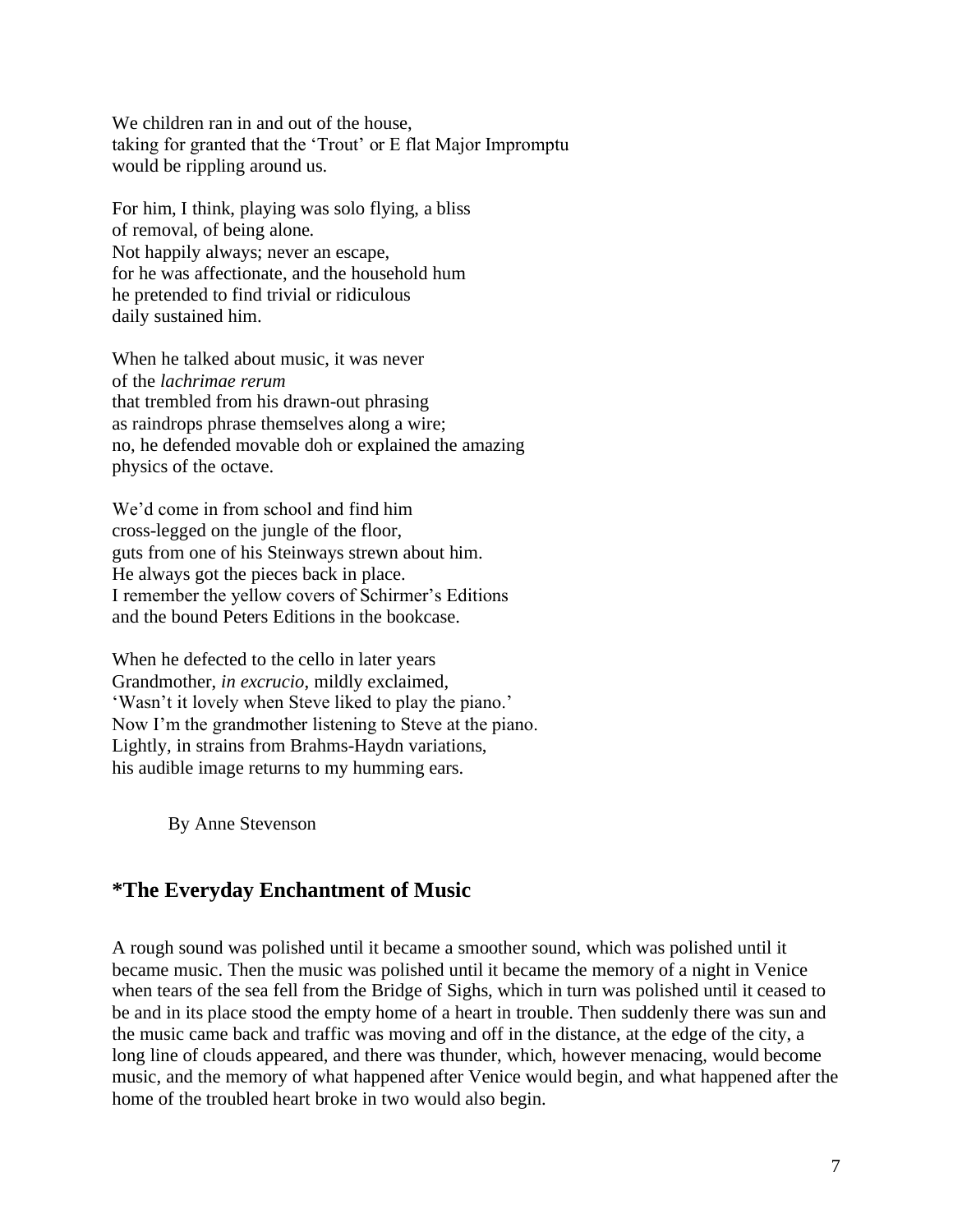We children ran in and out of the house,
taking for granted that the 'Trout' or E flat Major Impromptu
would be rippling around us.

For him, I think, playing was solo flying, a bliss
of removal, of being alone.
Not happily always; never an escape,
for he was affectionate, and the household hum
he pretended to find trivial or ridiculous
daily sustained him.

When he talked about music, it was never
of the *lachrimae rerum*
that trembled from his drawn-out phrasing
as raindrops phrase themselves along a wire;
no, he defended movable doh or explained the amazing
physics of the octave.

We'd come in from school and find him
cross-legged on the jungle of the floor,
guts from one of his Steinways strewn about him.
He always got the pieces back in place.
I remember the yellow covers of Schirmer's Editions
and the bound Peters Editions in the bookcase.

When he defected to the cello in later years
Grandmother, *in excrucio*, mildly exclaimed,
'Wasn't it lovely when Steve liked to play the piano.'
Now I'm the grandmother listening to Steve at the piano.
Lightly, in strains from Brahms-Haydn variations,
his audible image returns to my humming ears.

By Anne Stevenson

## *The Everyday Enchantment of Music

A rough sound was polished until it became a smoother sound, which was polished until it became music. Then the music was polished until it became the memory of a night in Venice when tears of the sea fell from the Bridge of Sighs, which in turn was polished until it ceased to be and in its place stood the empty home of a heart in trouble. Then suddenly there was sun and the music came back and traffic was moving and off in the distance, at the edge of the city, a long line of clouds appeared, and there was thunder, which, however menacing, would become music, and the memory of what happened after Venice would begin, and what happened after the home of the troubled heart broke in two would also begin.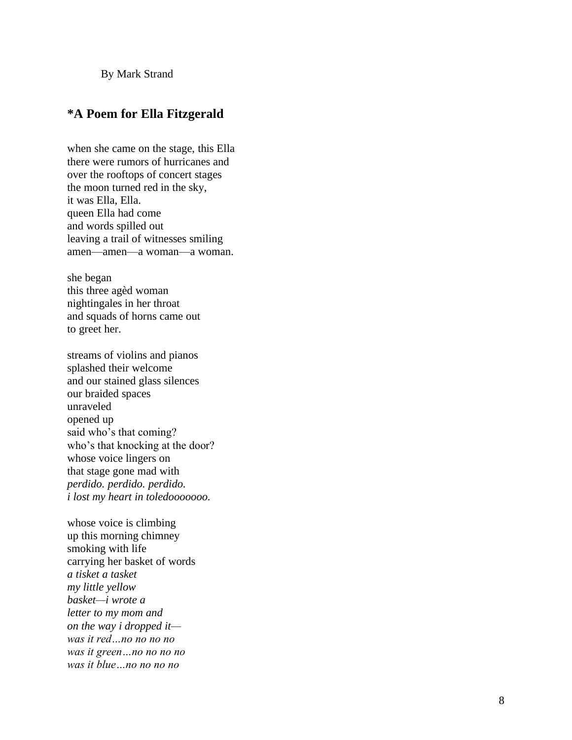By Mark Strand

## *A Poem for Ella Fitzgerald

when she came on the stage, this Ella
there were rumors of hurricanes and
over the rooftops of concert stages
the moon turned red in the sky,
it was Ella, Ella.
queen Ella had come
and words spilled out
leaving a trail of witnesses smiling
amen—amen—a woman—a woman.

she began
this three agèd woman
nightingales in her throat
and squads of horns came out
to greet her.

streams of violins and pianos
splashed their welcome
and our stained glass silences
our braided spaces
unraveled
opened up
said who's that coming?
who's that knocking at the door?
whose voice lingers on
that stage gone mad with
*perdido. perdido. perdido.*
*i lost my heart in toledooooooo.*

whose voice is climbing
up this morning chimney
smoking with life
carrying her basket of words
*a tisket a tasket*
*my little yellow*
*basket—i wrote a*
*letter to my mom and*
*on the way i dropped it—*
*was it red…no no no no*
*was it green…no no no no*
*was it blue…no no no no*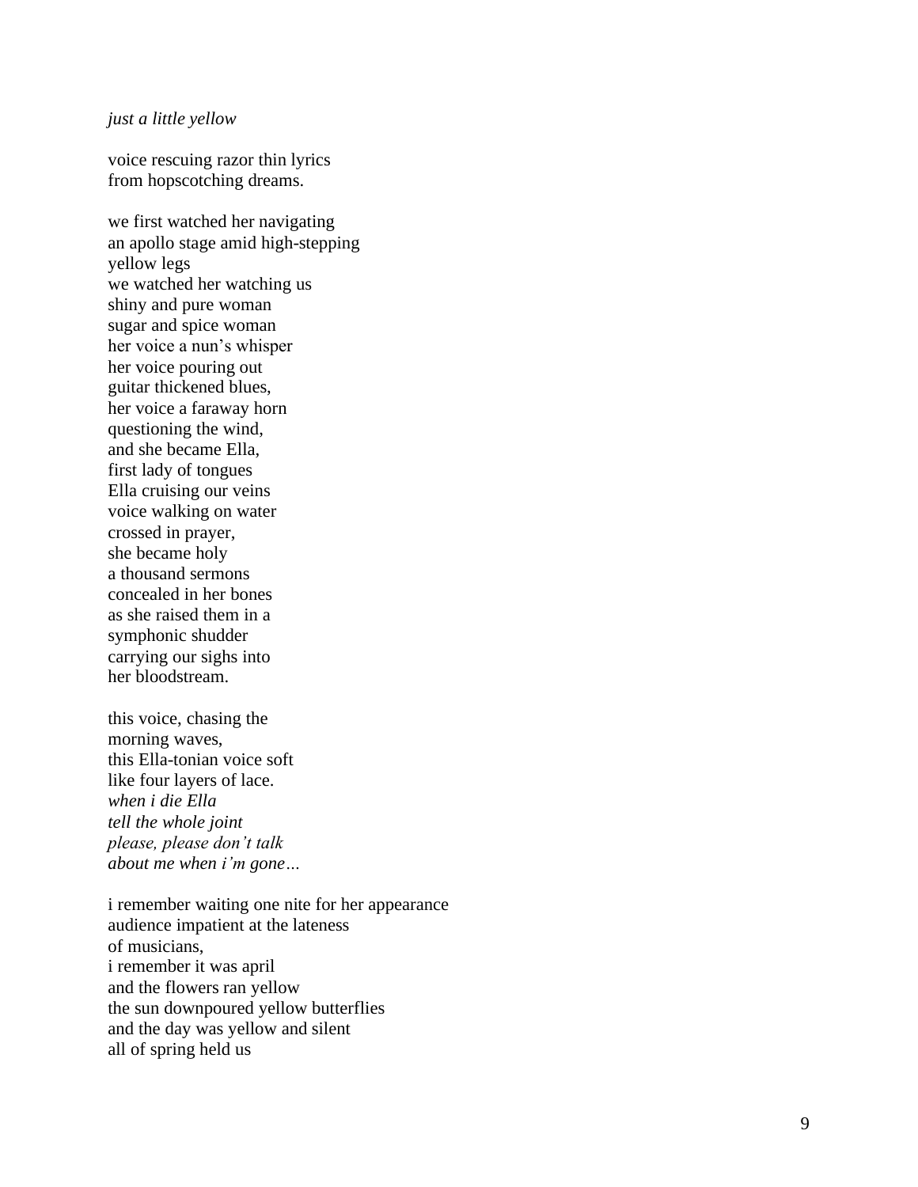*just a little yellow*

voice rescuing razor thin lyrics  
from hopscotching dreams.

we first watched her navigating  
an apollo stage amid high-stepping  
yellow legs  
we watched her watching us  
shiny and pure woman  
sugar and spice woman  
her voice a nun's whisper  
her voice pouring out  
guitar thickened blues,  
her voice a faraway horn  
questioning the wind,  
and she became Ella,  
first lady of tongues  
Ella cruising our veins  
voice walking on water  
crossed in prayer,  
she became holy  
a thousand sermons  
concealed in her bones  
as she raised them in a  
symphonic shudder  
carrying our sighs into  
her bloodstream.

this voice, chasing the  
morning waves,  
this Ella-tonian voice soft  
like four layers of lace.  
*when i die Ella*  
*tell the whole joint*  
*please, please don't talk*  
*about me when i'm gone…*

i remember waiting one nite for her appearance  
audience impatient at the lateness  
of musicians,  
i remember it was april  
and the flowers ran yellow  
the sun downpoured yellow butterflies  
and the day was yellow and silent  
all of spring held us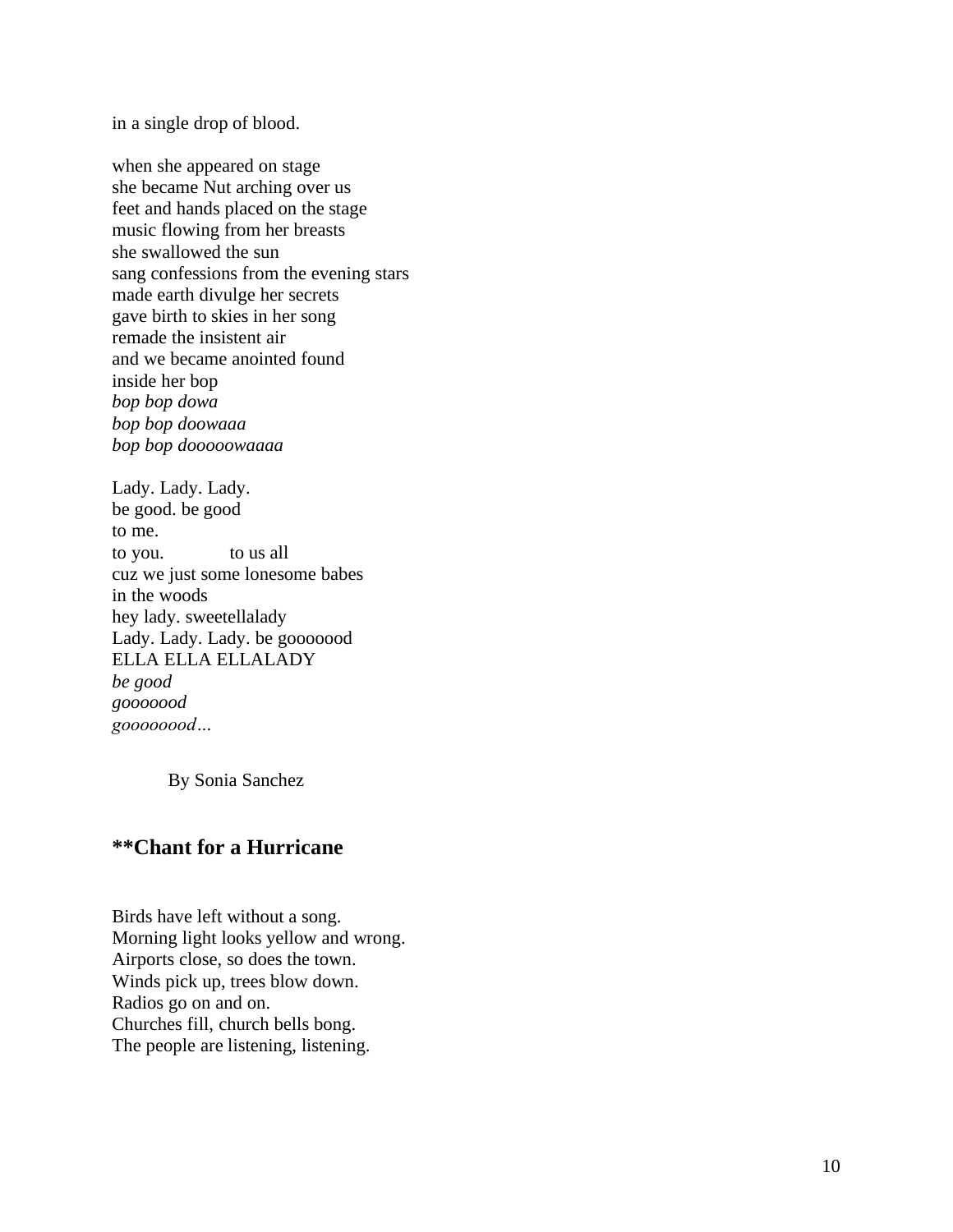in a single drop of blood.

when she appeared on stage  
she became Nut arching over us  
feet and hands placed on the stage  
music flowing from her breasts  
she swallowed the sun  
sang confessions from the evening stars  
made earth divulge her secrets  
gave birth to skies in her song  
remade the insistent air  
and we became anointed found  
inside her bop  
*bop bop dowa*  
*bop bop doowaaa*  
*bop bop dooooowaaaa*

Lady. Lady. Lady.  
be good. be good  
to me.  
to you.            to us all  
cuz we just some lonesome babes  
in the woods  
hey lady. sweetellalady  
Lady. Lady. Lady. be goooood  
ELLA ELLA ELLALADY  
*be good*  
*gooooood*  
*goooooood…*

By Sonia Sanchez

## **Chant for a Hurricane

Birds have left without a song.  
Morning light looks yellow and wrong.  
Airports close, so does the town.  
Winds pick up, trees blow down.  
Radios go on and on.  
Churches fill, church bells bong.  
The people are listening, listening.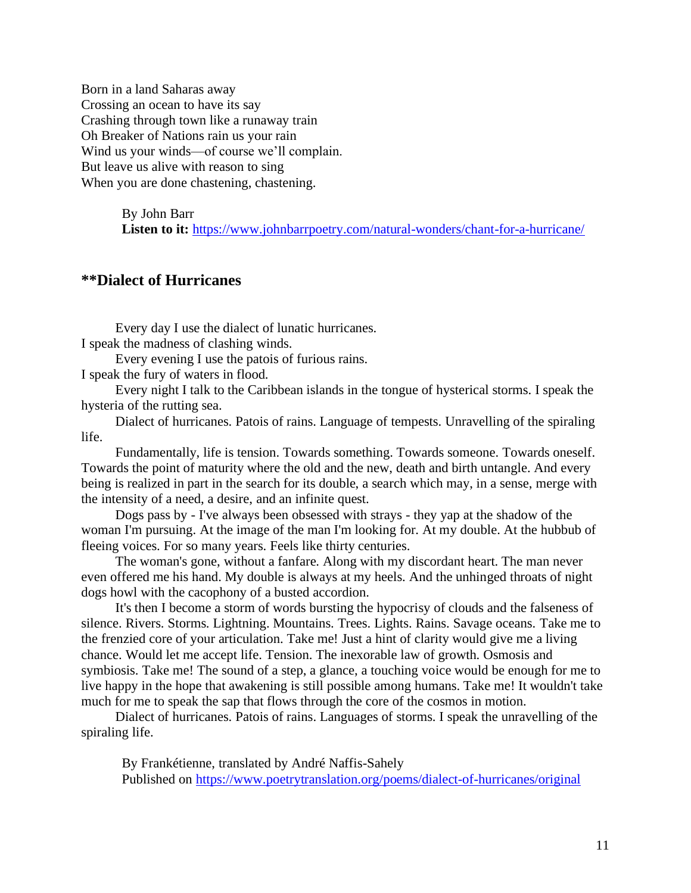Born in a land Saharas away
Crossing an ocean to have its say
Crashing through town like a runaway train
Oh Breaker of Nations rain us your rain
Wind us your winds—of course we'll complain.
But leave us alive with reason to sing
When you are done chastening, chastening.

By John Barr
**Listen to it:** https://www.johnbarrpoetry.com/natural-wonders/chant-for-a-hurricane/

## **Dialect of Hurricanes

Every day I use the dialect of lunatic hurricanes.
I speak the madness of clashing winds.
Every evening I use the patois of furious rains.
I speak the fury of waters in flood.

Every night I talk to the Caribbean islands in the tongue of hysterical storms. I speak the hysteria of the rutting sea.

Dialect of hurricanes. Patois of rains. Language of tempests. Unravelling of the spiraling life.

Fundamentally, life is tension. Towards something. Towards someone. Towards oneself. Towards the point of maturity where the old and the new, death and birth untangle. And every being is realized in part in the search for its double, a search which may, in a sense, merge with the intensity of a need, a desire, and an infinite quest.

Dogs pass by - I've always been obsessed with strays - they yap at the shadow of the woman I'm pursuing. At the image of the man I'm looking for. At my double. At the hubbub of fleeing voices. For so many years. Feels like thirty centuries.

The woman's gone, without a fanfare. Along with my discordant heart. The man never even offered me his hand. My double is always at my heels. And the unhinged throats of night dogs howl with the cacophony of a busted accordion.

It's then I become a storm of words bursting the hypocrisy of clouds and the falseness of silence. Rivers. Storms. Lightning. Mountains. Trees. Lights. Rains. Savage oceans. Take me to the frenzied core of your articulation. Take me! Just a hint of clarity would give me a living chance. Would let me accept life. Tension. The inexorable law of growth. Osmosis and symbiosis. Take me! The sound of a step, a glance, a touching voice would be enough for me to live happy in the hope that awakening is still possible among humans. Take me! It wouldn't take much for me to speak the sap that flows through the core of the cosmos in motion.

Dialect of hurricanes. Patois of rains. Languages of storms. I speak the unravelling of the spiraling life.

By Frankétienne, translated by André Naffis-Sahely
Published on https://www.poetrytranslation.org/poems/dialect-of-hurricanes/original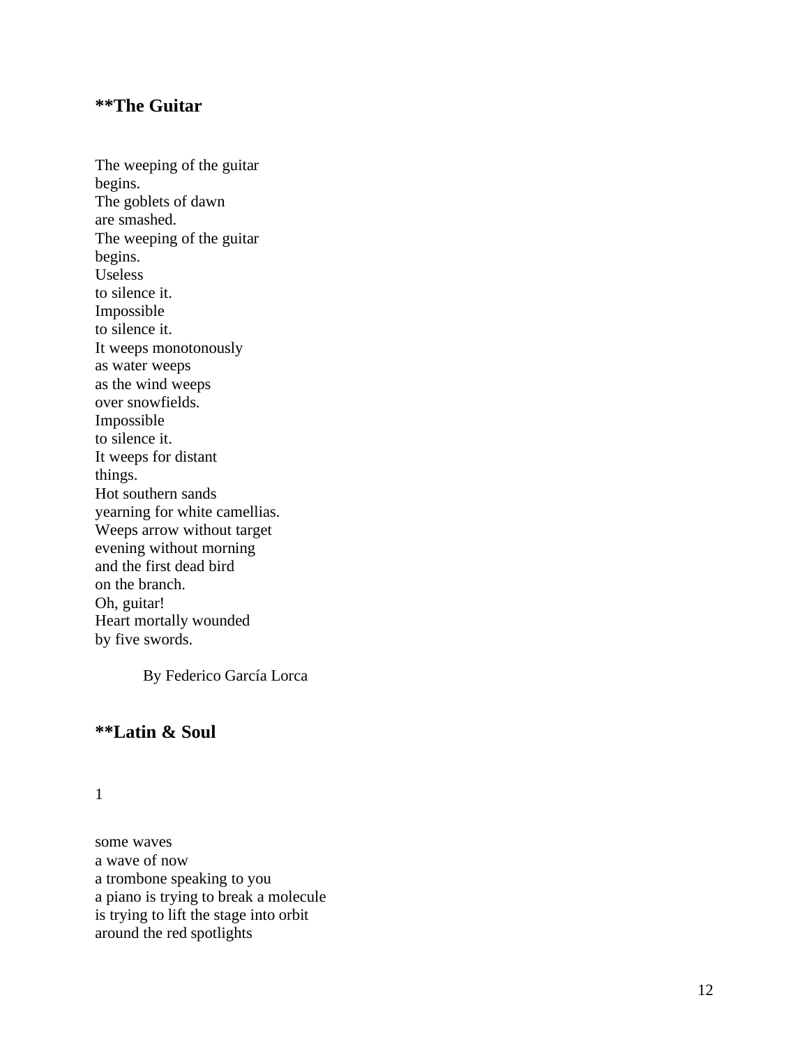## **The Guitar

The weeping of the guitar
begins.
The goblets of dawn
are smashed.
The weeping of the guitar
begins.
Useless
to silence it.
Impossible
to silence it.
It weeps monotonously
as water weeps
as the wind weeps
over snowfields.
Impossible
to silence it.
It weeps for distant
things.
Hot southern sands
yearning for white camellias.
Weeps arrow without target
evening without morning
and the first dead bird
on the branch.
Oh, guitar!
Heart mortally wounded
by five swords.

By Federico García Lorca

## **Latin & Soul

1

some waves
a wave of now
a trombone speaking to you
a piano is trying to break a molecule
is trying to lift the stage into orbit
around the red spotlights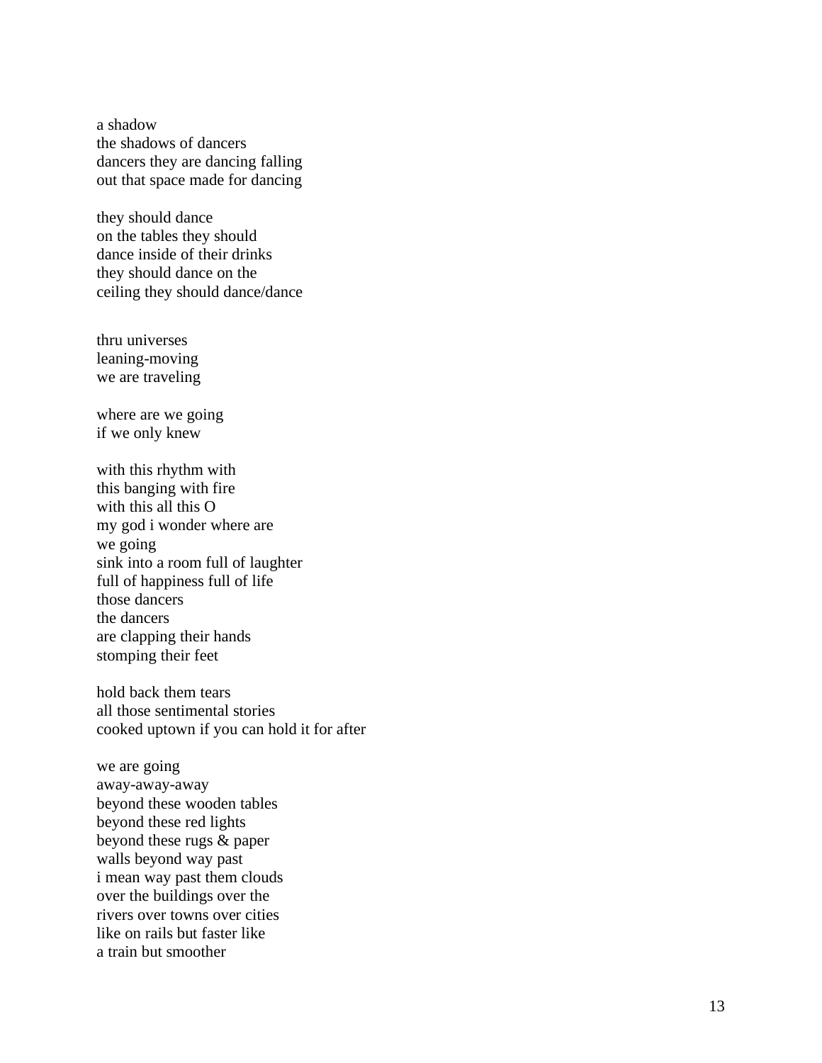a shadow
the shadows of dancers
dancers they are dancing falling
out that space made for dancing

they should dance
on the tables they should
dance inside of their drinks
they should dance on the
ceiling they should dance/dance

thru universes
leaning-moving
we are traveling

where are we going
if we only knew

with this rhythm with
this banging with fire
with this all this O
my god i wonder where are
we going
sink into a room full of laughter
full of happiness full of life
those dancers
the dancers
are clapping their hands
stomping their feet

hold back them tears
all those sentimental stories
cooked uptown if you can hold it for after

we are going
away-away-away
beyond these wooden tables
beyond these red lights
beyond these rugs & paper
walls beyond way past
i mean way past them clouds
over the buildings over the
rivers over towns over cities
like on rails but faster like
a train but smoother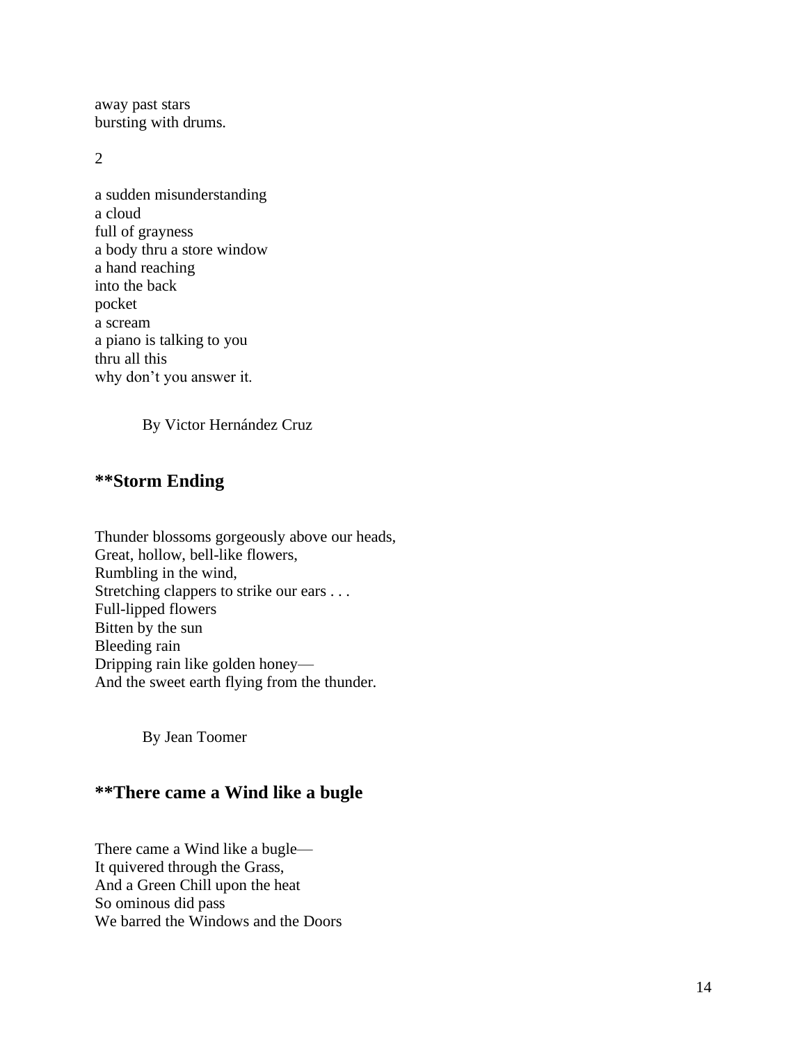away past stars
bursting with drums.

2

a sudden misunderstanding
a cloud
full of grayness
a body thru a store window
a hand reaching
into the back
pocket
a scream
a piano is talking to you
thru all this
why don't you answer it.

By Victor Hernández Cruz

## **Storm Ending

Thunder blossoms gorgeously above our heads,
Great, hollow, bell-like flowers,
Rumbling in the wind,
Stretching clappers to strike our ears . . .
Full-lipped flowers
Bitten by the sun
Bleeding rain
Dripping rain like golden honey—
And the sweet earth flying from the thunder.

By Jean Toomer

## **There came a Wind like a bugle

There came a Wind like a bugle—
It quivered through the Grass,
And a Green Chill upon the heat
So ominous did pass
We barred the Windows and the Doors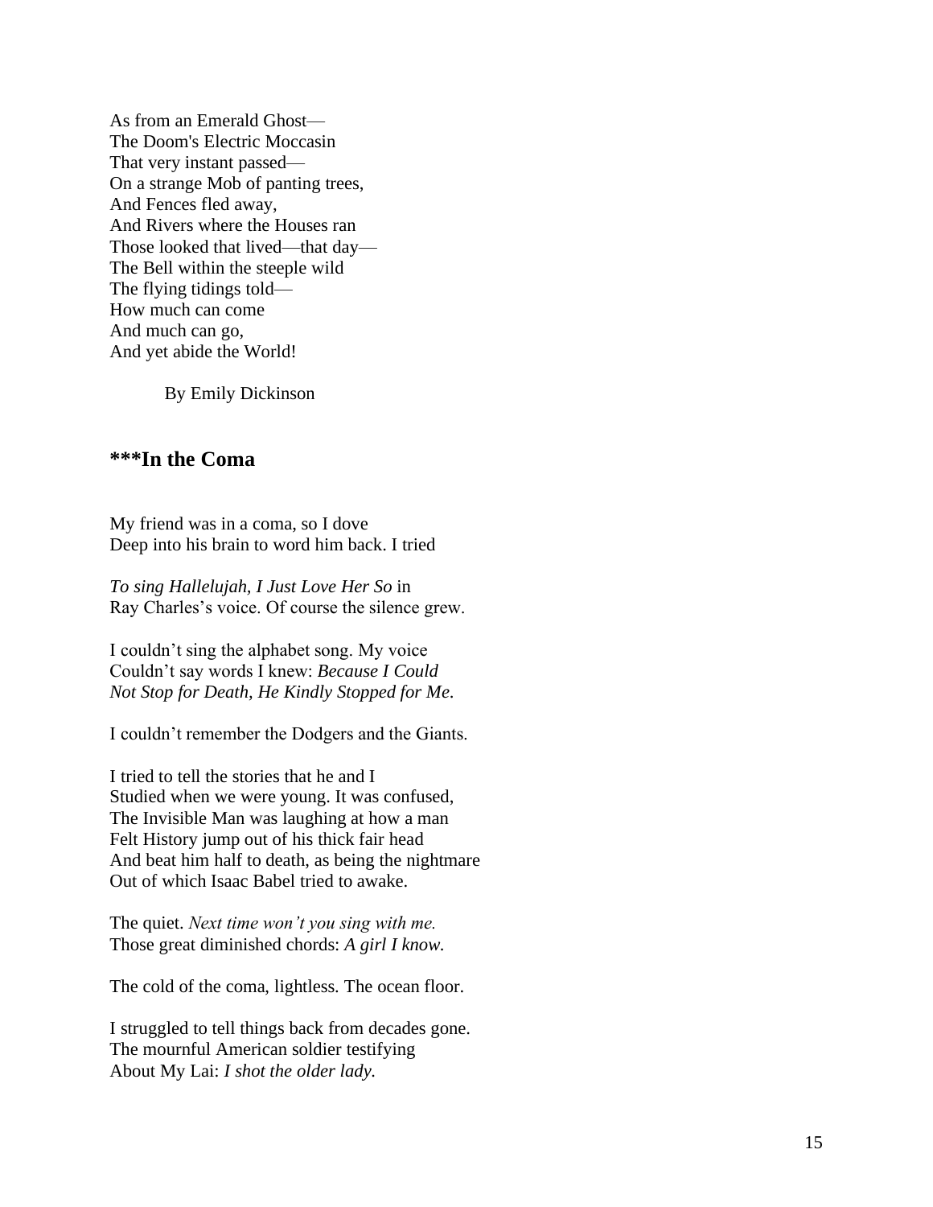As from an Emerald Ghost—
The Doom's Electric Moccasin
That very instant passed—
On a strange Mob of panting trees,
And Fences fled away,
And Rivers where the Houses ran
Those looked that lived—that day—
The Bell within the steeple wild
The flying tidings told—
How much can come
And much can go,
And yet abide the World!

By Emily Dickinson

### ***In the Coma

My friend was in a coma, so I dove
Deep into his brain to word him back. I tried

*To sing Hallelujah, I Just Love Her So* in
Ray Charles's voice. Of course the silence grew.

I couldn't sing the alphabet song. My voice
Couldn't say words I knew: *Because I Could
Not Stop for Death, He Kindly Stopped for Me.*

I couldn't remember the Dodgers and the Giants.

I tried to tell the stories that he and I
Studied when we were young. It was confused,
The Invisible Man was laughing at how a man
Felt History jump out of his thick fair head
And beat him half to death, as being the nightmare
Out of which Isaac Babel tried to awake.

The quiet. *Next time won't you sing with me.*
Those great diminished chords: *A girl I know.*

The cold of the coma, lightless. The ocean floor.

I struggled to tell things back from decades gone.
The mournful American soldier testifying
About My Lai: *I shot the older lady.*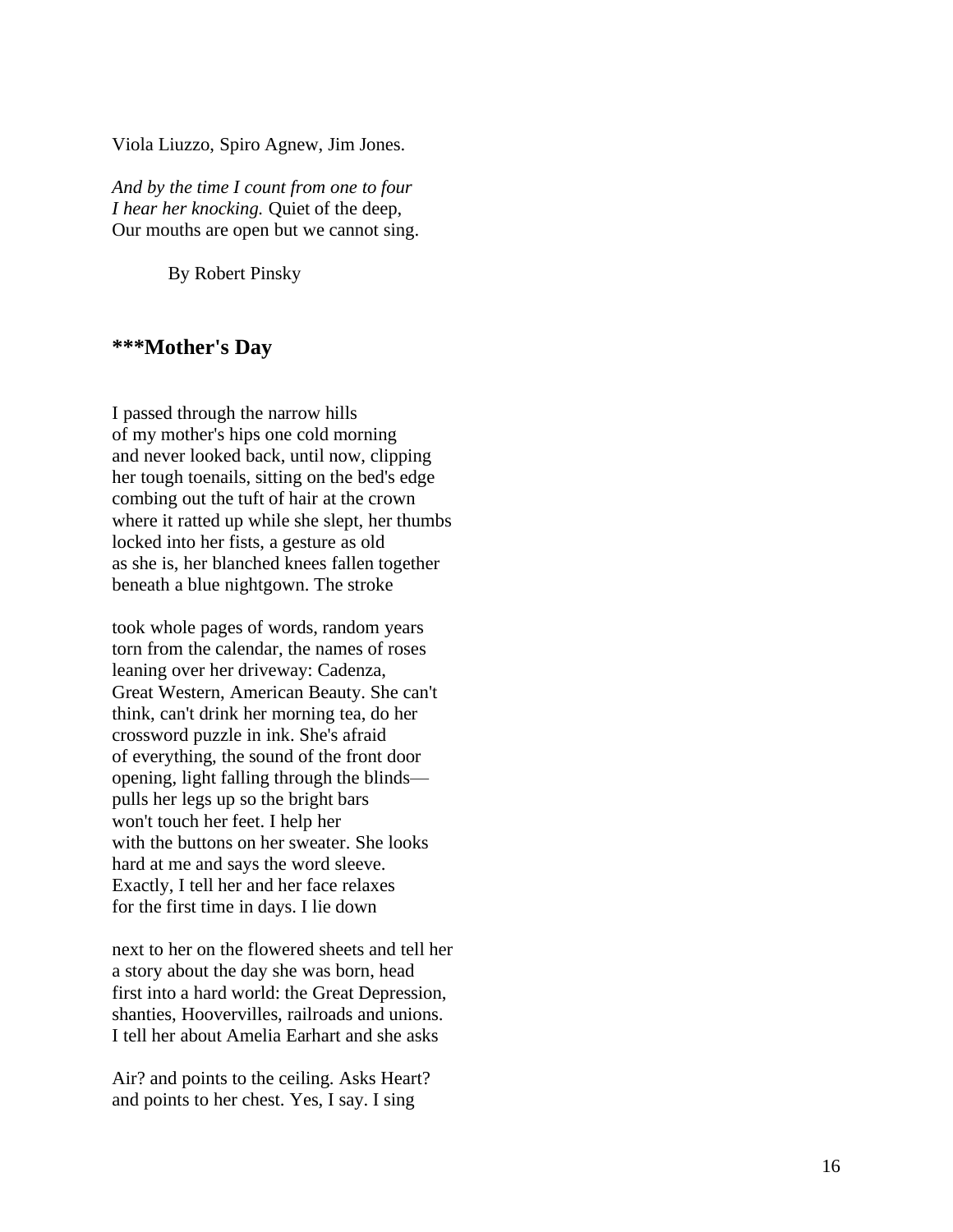Viola Liuzzo, Spiro Agnew, Jim Jones.

*And by the time I count from one to four*
*I hear her knocking.* Quiet of the deep,
Our mouths are open but we cannot sing.

By Robert Pinsky

### ***Mother's Day

I passed through the narrow hills
of my mother's hips one cold morning
and never looked back, until now, clipping
her tough toenails, sitting on the bed's edge
combing out the tuft of hair at the crown
where it ratted up while she slept, her thumbs
locked into her fists, a gesture as old
as she is, her blanched knees fallen together
beneath a blue nightgown. The stroke

took whole pages of words, random years
torn from the calendar, the names of roses
leaning over her driveway: Cadenza,
Great Western, American Beauty. She can't
think, can't drink her morning tea, do her
crossword puzzle in ink. She's afraid
of everything, the sound of the front door
opening, light falling through the blinds—
pulls her legs up so the bright bars
won't touch her feet. I help her
with the buttons on her sweater. She looks
hard at me and says the word sleeve.
Exactly, I tell her and her face relaxes
for the first time in days. I lie down

next to her on the flowered sheets and tell her
a story about the day she was born, head
first into a hard world: the Great Depression,
shanties, Hoovervilles, railroads and unions.
I tell her about Amelia Earhart and she asks

Air? and points to the ceiling. Asks Heart?
and points to her chest. Yes, I say. I sing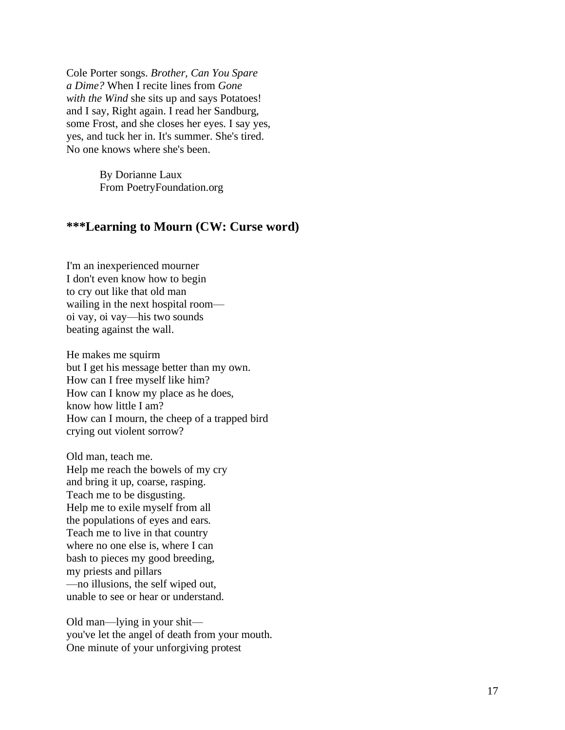Cole Porter songs. *Brother, Can You Spare a Dime?* When I recite lines from *Gone with the Wind* she sits up and says Potatoes! and I say, Right again. I read her Sandburg, some Frost, and she closes her eyes. I say yes, yes, and tuck her in. It's summer. She's tired. No one knows where she's been.

By Dorianne Laux
From PoetryFoundation.org

## ***Learning to Mourn (CW: Curse word)

I'm an inexperienced mourner
I don't even know how to begin
to cry out like that old man
wailing in the next hospital room—
oi vay, oi vay—his two sounds
beating against the wall.

He makes me squirm
but I get his message better than my own.
How can I free myself like him?
How can I know my place as he does,
know how little I am?
How can I mourn, the cheep of a trapped bird
crying out violent sorrow?

Old man, teach me.
Help me reach the bowels of my cry
and bring it up, coarse, rasping.
Teach me to be disgusting.
Help me to exile myself from all
the populations of eyes and ears.
Teach me to live in that country
where no one else is, where I can
bash to pieces my good breeding,
my priests and pillars
—no illusions, the self wiped out,
unable to see or hear or understand.

Old man—lying in your shit—
you've let the angel of death from your mouth.
One minute of your unforgiving protest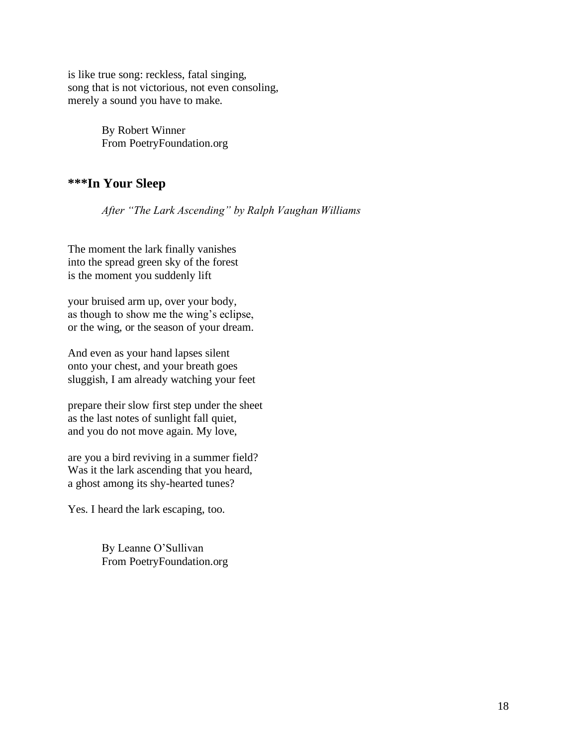is like true song: reckless, fatal singing,
song that is not victorious, not even consoling,
merely a sound you have to make.

By Robert Winner
From PoetryFoundation.org

## ***In Your Sleep

*After "The Lark Ascending" by Ralph Vaughan Williams*

The moment the lark finally vanishes
into the spread green sky of the forest
is the moment you suddenly lift

your bruised arm up, over your body,
as though to show me the wing's eclipse,
or the wing, or the season of your dream.

And even as your hand lapses silent
onto your chest, and your breath goes
sluggish, I am already watching your feet

prepare their slow first step under the sheet
as the last notes of sunlight fall quiet,
and you do not move again. My love,

are you a bird reviving in a summer field?
Was it the lark ascending that you heard,
a ghost among its shy-hearted tunes?

Yes. I heard the lark escaping, too.

By Leanne O'Sullivan
From PoetryFoundation.org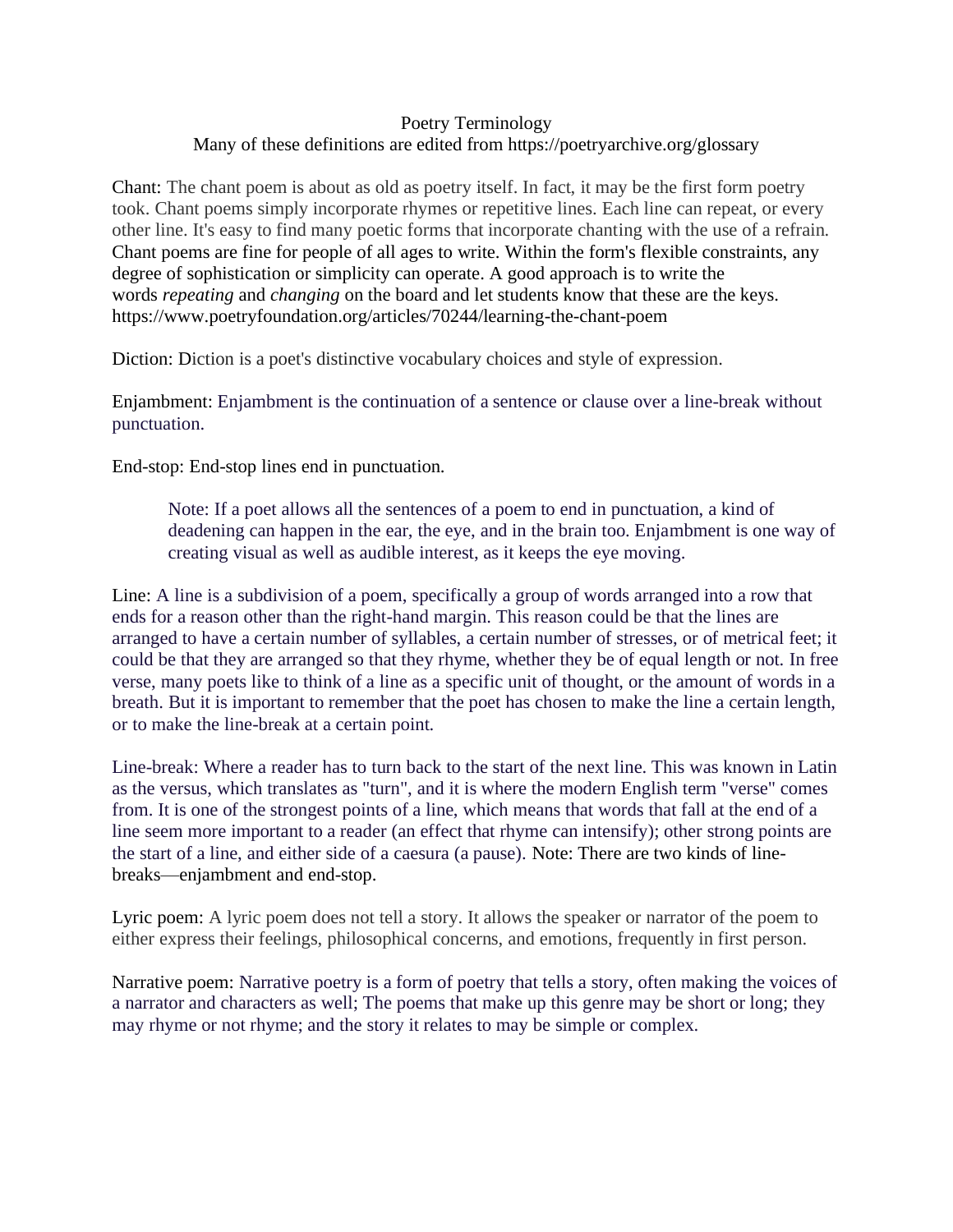Poetry Terminology

Many of these definitions are edited from https://poetryarchive.org/glossary

Chant: The chant poem is about as old as poetry itself. In fact, it may be the first form poetry took. Chant poems simply incorporate rhymes or repetitive lines. Each line can repeat, or every other line. It's easy to find many poetic forms that incorporate chanting with the use of a refrain. Chant poems are fine for people of all ages to write. Within the form's flexible constraints, any degree of sophistication or simplicity can operate. A good approach is to write the words *repeating* and *changing* on the board and let students know that these are the keys. https://www.poetryfoundation.org/articles/70244/learning-the-chant-poem

Diction: Diction is a poet's distinctive vocabulary choices and style of expression.

Enjambment: Enjambment is the continuation of a sentence or clause over a line-break without punctuation.

End-stop: End-stop lines end in punctuation.

> Note: If a poet allows all the sentences of a poem to end in punctuation, a kind of deadening can happen in the ear, the eye, and in the brain too. Enjambment is one way of creating visual as well as audible interest, as it keeps the eye moving.

Line: A line is a subdivision of a poem, specifically a group of words arranged into a row that ends for a reason other than the right-hand margin. This reason could be that the lines are arranged to have a certain number of syllables, a certain number of stresses, or of metrical feet; it could be that they are arranged so that they rhyme, whether they be of equal length or not. In free verse, many poets like to think of a line as a specific unit of thought, or the amount of words in a breath. But it is important to remember that the poet has chosen to make the line a certain length, or to make the line-break at a certain point.

Line-break: Where a reader has to turn back to the start of the next line. This was known in Latin as the versus, which translates as "turn", and it is where the modern English term "verse" comes from. It is one of the strongest points of a line, which means that words that fall at the end of a line seem more important to a reader (an effect that rhyme can intensify); other strong points are the start of a line, and either side of a caesura (a pause). Note: There are two kinds of line-breaks—enjambment and end-stop.

Lyric poem: A lyric poem does not tell a story. It allows the speaker or narrator of the poem to either express their feelings, philosophical concerns, and emotions, frequently in first person.

Narrative poem: Narrative poetry is a form of poetry that tells a story, often making the voices of a narrator and characters as well; The poems that make up this genre may be short or long; they may rhyme or not rhyme; and the story it relates to may be simple or complex.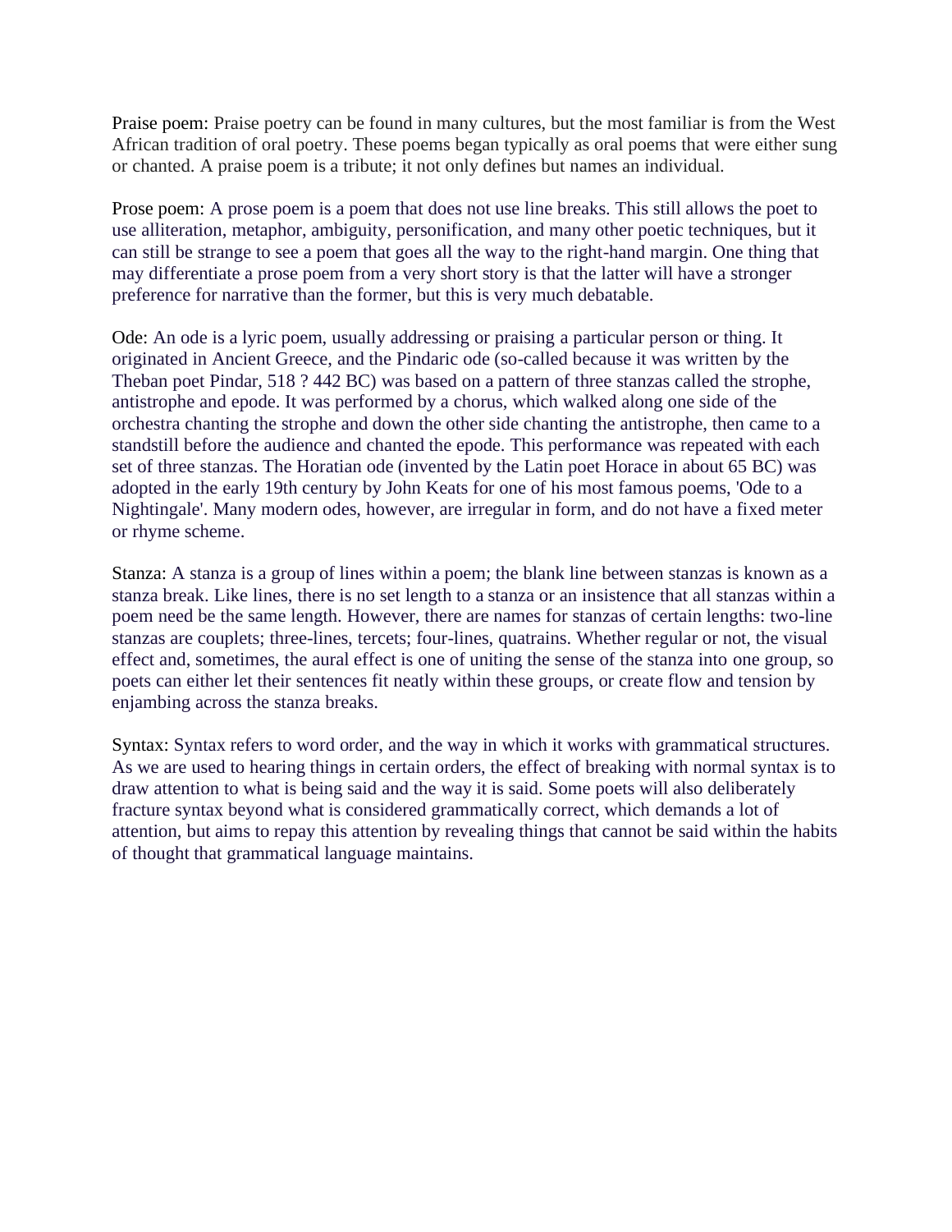Praise poem: Praise poetry can be found in many cultures, but the most familiar is from the West African tradition of oral poetry. These poems began typically as oral poems that were either sung or chanted. A praise poem is a tribute; it not only defines but names an individual.

Prose poem: A prose poem is a poem that does not use line breaks. This still allows the poet to use alliteration, metaphor, ambiguity, personification, and many other poetic techniques, but it can still be strange to see a poem that goes all the way to the right-hand margin. One thing that may differentiate a prose poem from a very short story is that the latter will have a stronger preference for narrative than the former, but this is very much debatable.

Ode: An ode is a lyric poem, usually addressing or praising a particular person or thing. It originated in Ancient Greece, and the Pindaric ode (so-called because it was written by the Theban poet Pindar, 518 ? 442 BC) was based on a pattern of three stanzas called the strophe, antistrophe and epode. It was performed by a chorus, which walked along one side of the orchestra chanting the strophe and down the other side chanting the antistrophe, then came to a standstill before the audience and chanted the epode. This performance was repeated with each set of three stanzas. The Horatian ode (invented by the Latin poet Horace in about 65 BC) was adopted in the early 19th century by John Keats for one of his most famous poems, 'Ode to a Nightingale'. Many modern odes, however, are irregular in form, and do not have a fixed meter or rhyme scheme.

Stanza: A stanza is a group of lines within a poem; the blank line between stanzas is known as a stanza break. Like lines, there is no set length to a stanza or an insistence that all stanzas within a poem need be the same length. However, there are names for stanzas of certain lengths: two-line stanzas are couplets; three-lines, tercets; four-lines, quatrains. Whether regular or not, the visual effect and, sometimes, the aural effect is one of uniting the sense of the stanza into one group, so poets can either let their sentences fit neatly within these groups, or create flow and tension by enjambing across the stanza breaks.

Syntax: Syntax refers to word order, and the way in which it works with grammatical structures. As we are used to hearing things in certain orders, the effect of breaking with normal syntax is to draw attention to what is being said and the way it is said. Some poets will also deliberately fracture syntax beyond what is considered grammatically correct, which demands a lot of attention, but aims to repay this attention by revealing things that cannot be said within the habits of thought that grammatical language maintains.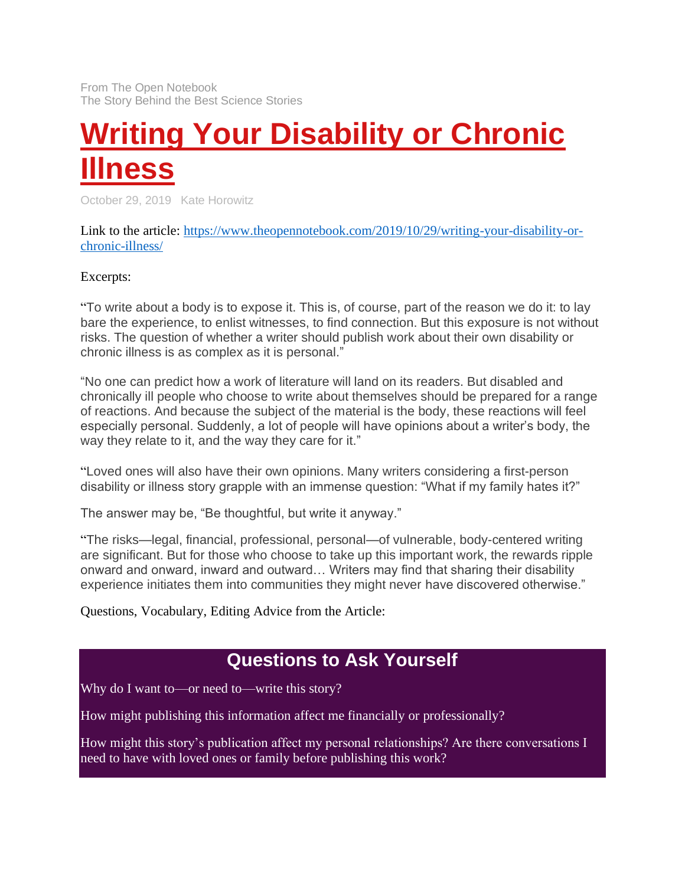From The Open Notebook
The Story Behind the Best Science Stories

# [Writing Your Disability or Chronic Illness](https://www.theopennotebook.com/2019/10/29/writing-your-disability-or-chronic-illness/)

October 29, 2019 Kate Horowitz

Link to the article: [https://www.theopennotebook.com/2019/10/29/writing-your-disability-or-chronic-illness/](https://www.theopennotebook.com/2019/10/29/writing-your-disability-or-chronic-illness/)

Excerpts:

"To write about a body is to expose it. This is, of course, part of the reason we do it: to lay bare the experience, to enlist witnesses, to find connection. But this exposure is not without risks. The question of whether a writer should publish work about their own disability or chronic illness is as complex as it is personal."

"No one can predict how a work of literature will land on its readers. But disabled and chronically ill people who choose to write about themselves should be prepared for a range of reactions. And because the subject of the material is the body, these reactions will feel especially personal. Suddenly, a lot of people will have opinions about a writer's body, the way they relate to it, and the way they care for it."

"Loved ones will also have their own opinions. Many writers considering a first-person disability or illness story grapple with an immense question: "What if my family hates it?"

The answer may be, "Be thoughtful, but write it anyway."

"The risks—legal, financial, professional, personal—of vulnerable, body-centered writing are significant. But for those who choose to take up this important work, the rewards ripple onward and onward, inward and outward… Writers may find that sharing their disability experience initiates them into communities they might never have discovered otherwise."

Questions, Vocabulary, Editing Advice from the Article:

## Questions to Ask Yourself

Why do I want to—or need to—write this story?

How might publishing this information affect me financially or professionally?

How might this story's publication affect my personal relationships? Are there conversations I need to have with loved ones or family before publishing this work?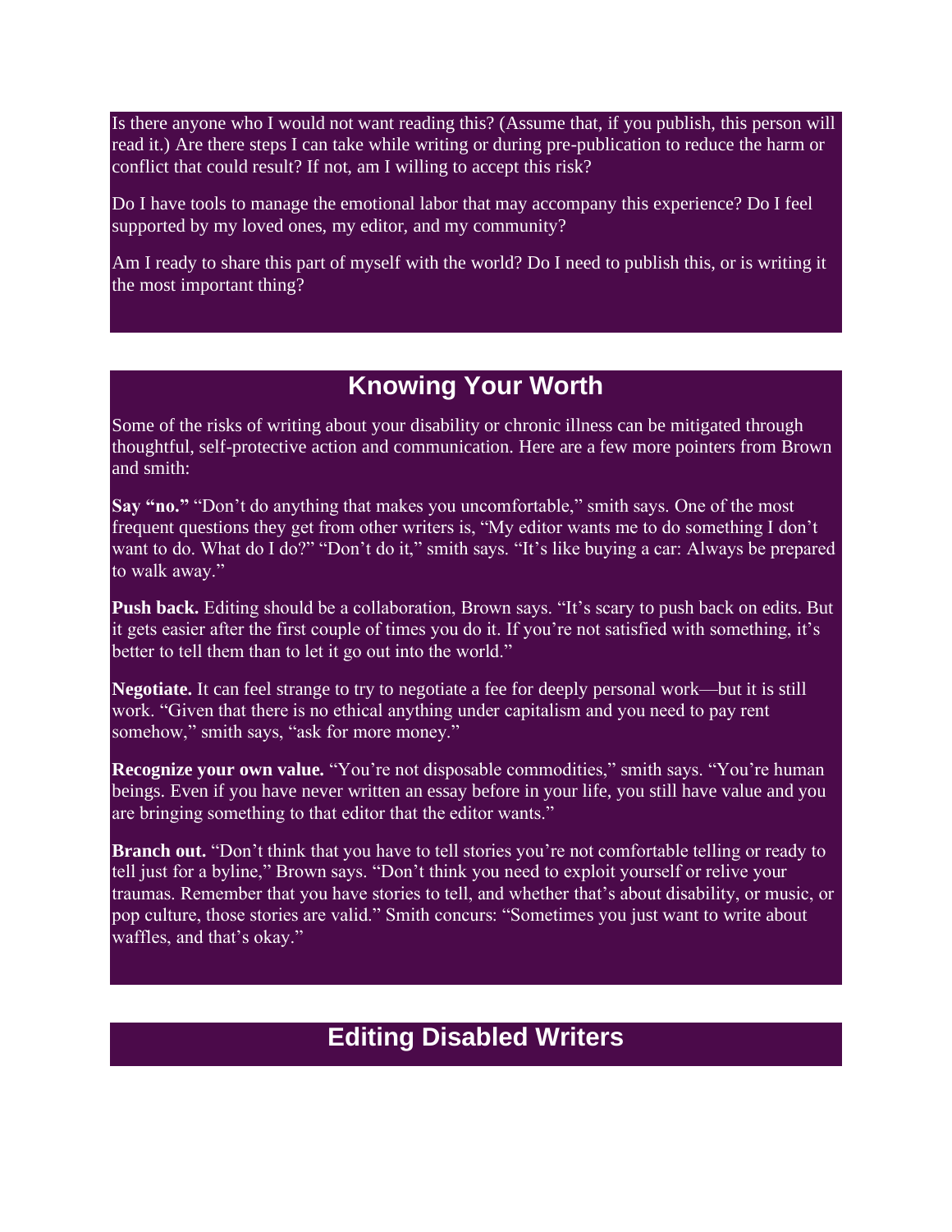Is there anyone who I would not want reading this? (Assume that, if you publish, this person will read it.) Are there steps I can take while writing or during pre-publication to reduce the harm or conflict that could result? If not, am I willing to accept this risk?

Do I have tools to manage the emotional labor that may accompany this experience? Do I feel supported by my loved ones, my editor, and my community?

Am I ready to share this part of myself with the world? Do I need to publish this, or is writing it the most important thing?

## Knowing Your Worth

Some of the risks of writing about your disability or chronic illness can be mitigated through thoughtful, self-protective action and communication. Here are a few more pointers from Brown and smith:

**Say "no."** "Don't do anything that makes you uncomfortable," smith says. One of the most frequent questions they get from other writers is, "My editor wants me to do something I don't want to do. What do I do?" "Don't do it," smith says. "It's like buying a car: Always be prepared to walk away."

**Push back.** Editing should be a collaboration, Brown says. "It's scary to push back on edits. But it gets easier after the first couple of times you do it. If you're not satisfied with something, it's better to tell them than to let it go out into the world."

**Negotiate.** It can feel strange to try to negotiate a fee for deeply personal work—but it is still work. "Given that there is no ethical anything under capitalism and you need to pay rent somehow," smith says, "ask for more money."

**Recognize your own value.** "You're not disposable commodities," smith says. "You're human beings. Even if you have never written an essay before in your life, you still have value and you are bringing something to that editor that the editor wants."

**Branch out.** "Don't think that you have to tell stories you're not comfortable telling or ready to tell just for a byline," Brown says. "Don't think you need to exploit yourself or relive your traumas. Remember that you have stories to tell, and whether that's about disability, or music, or pop culture, those stories are valid." Smith concurs: "Sometimes you just want to write about waffles, and that's okay."

## Editing Disabled Writers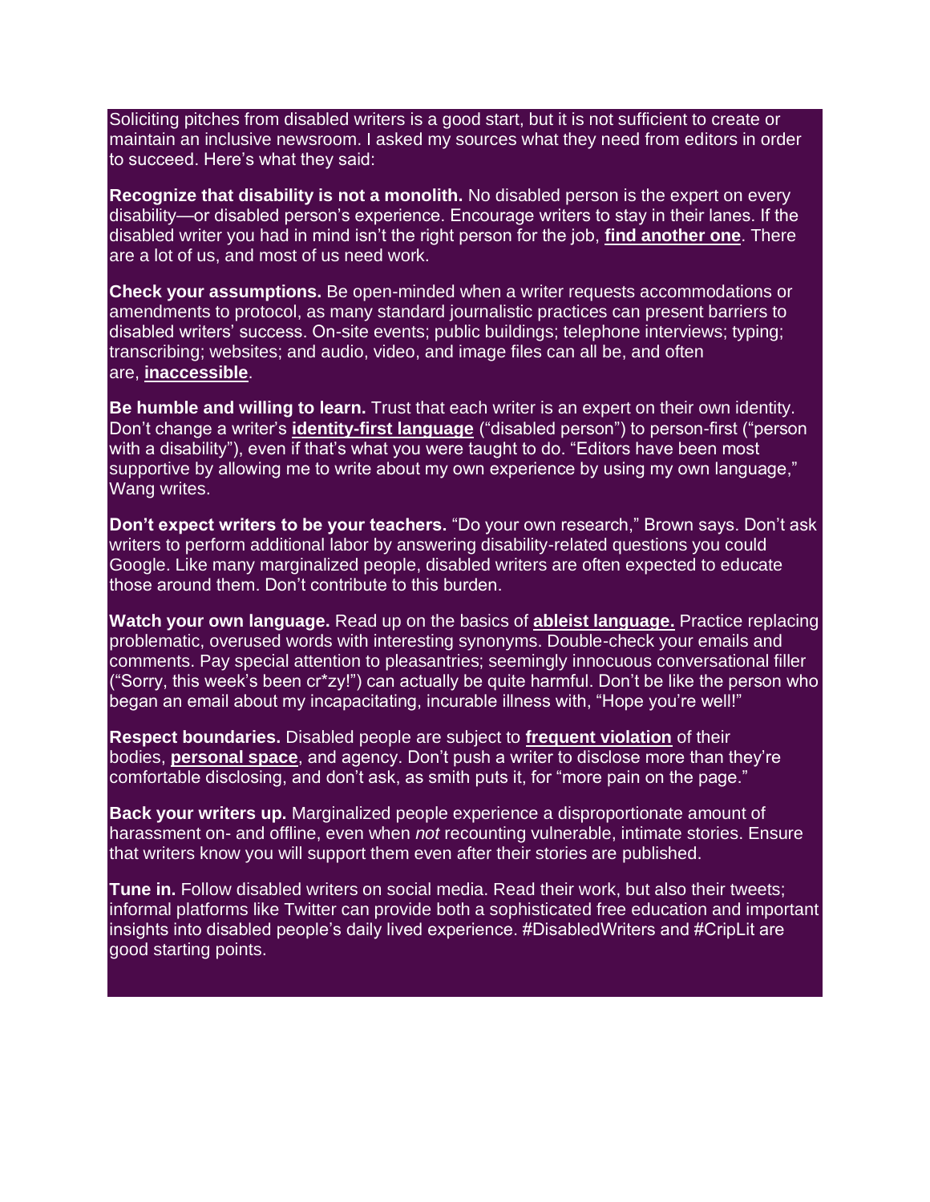Soliciting pitches from disabled writers is a good start, but it is not sufficient to create or maintain an inclusive newsroom. I asked my sources what they need from editors in order to succeed. Here's what they said:

**Recognize that disability is not a monolith.** No disabled person is the expert on every disability—or disabled person's experience. Encourage writers to stay in their lanes. If the disabled writer you had in mind isn't the right person for the job, **find another one**. There are a lot of us, and most of us need work.

**Check your assumptions.** Be open-minded when a writer requests accommodations or amendments to protocol, as many standard journalistic practices can present barriers to disabled writers' success. On-site events; public buildings; telephone interviews; typing; transcribing; websites; and audio, video, and image files can all be, and often are, **inaccessible**.

**Be humble and willing to learn.** Trust that each writer is an expert on their own identity. Don't change a writer's **identity-first language** ("disabled person") to person-first ("person with a disability"), even if that's what you were taught to do. "Editors have been most supportive by allowing me to write about my own experience by using my own language," Wang writes.

**Don't expect writers to be your teachers.** "Do your own research," Brown says. Don't ask writers to perform additional labor by answering disability-related questions you could Google. Like many marginalized people, disabled writers are often expected to educate those around them. Don't contribute to this burden.

**Watch your own language.** Read up on the basics of **ableist language.** Practice replacing problematic, overused words with interesting synonyms. Double-check your emails and comments. Pay special attention to pleasantries; seemingly innocuous conversational filler ("Sorry, this week's been cr*zy!") can actually be quite harmful. Don't be like the person who began an email about my incapacitating, incurable illness with, "Hope you're well!"

**Respect boundaries.** Disabled people are subject to **frequent violation** of their bodies, **personal space**, and agency. Don't push a writer to disclose more than they're comfortable disclosing, and don't ask, as smith puts it, for "more pain on the page."

**Back your writers up.** Marginalized people experience a disproportionate amount of harassment on- and offline, even when *not* recounting vulnerable, intimate stories. Ensure that writers know you will support them even after their stories are published.

**Tune in.** Follow disabled writers on social media. Read their work, but also their tweets; informal platforms like Twitter can provide both a sophisticated free education and important insights into disabled people's daily lived experience. #DisabledWriters and #CripLit are good starting points.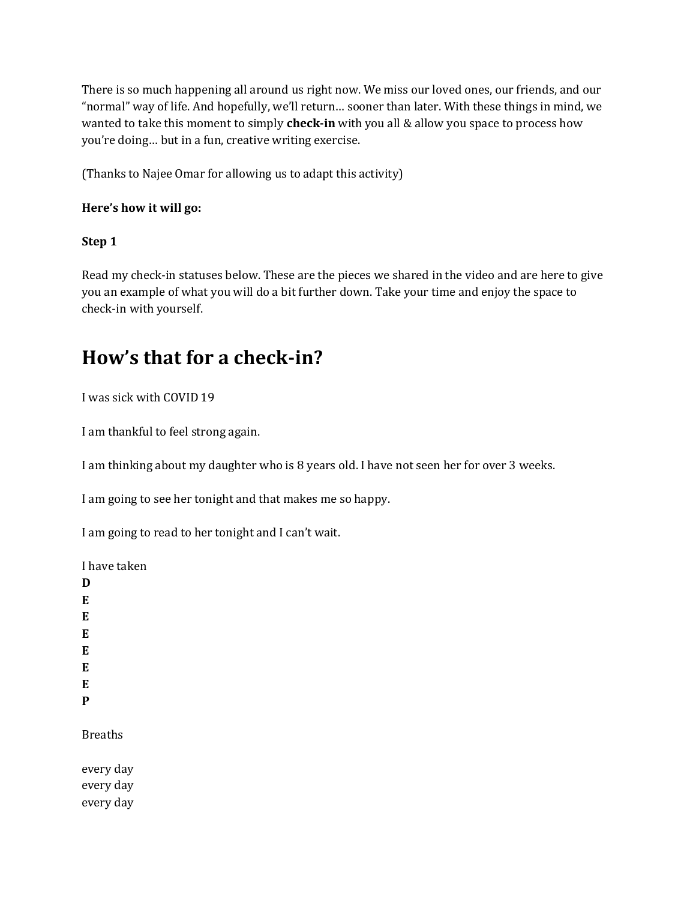There is so much happening all around us right now. We miss our loved ones, our friends, and our "normal" way of life. And hopefully, we'll return… sooner than later. With these things in mind, we wanted to take this moment to simply **check-in** with you all & allow you space to process how you're doing… but in a fun, creative writing exercise.

(Thanks to Najee Omar for allowing us to adapt this activity)

**Here's how it will go:**

**Step 1**

Read my check-in statuses below. These are the pieces we shared in the video and are here to give you an example of what you will do a bit further down. Take your time and enjoy the space to check-in with yourself.

## How's that for a check-in?

I was sick with COVID 19

I am thankful to feel strong again.

I am thinking about my daughter who is 8 years old. I have not seen her for over 3 weeks.

I am going to see her tonight and that makes me so happy.

I am going to read to her tonight and I can't wait.

I have taken
**D**
**E**
**E**
**E**
**E**
**E**
**E**
**P**

Breaths

every day
every day
every day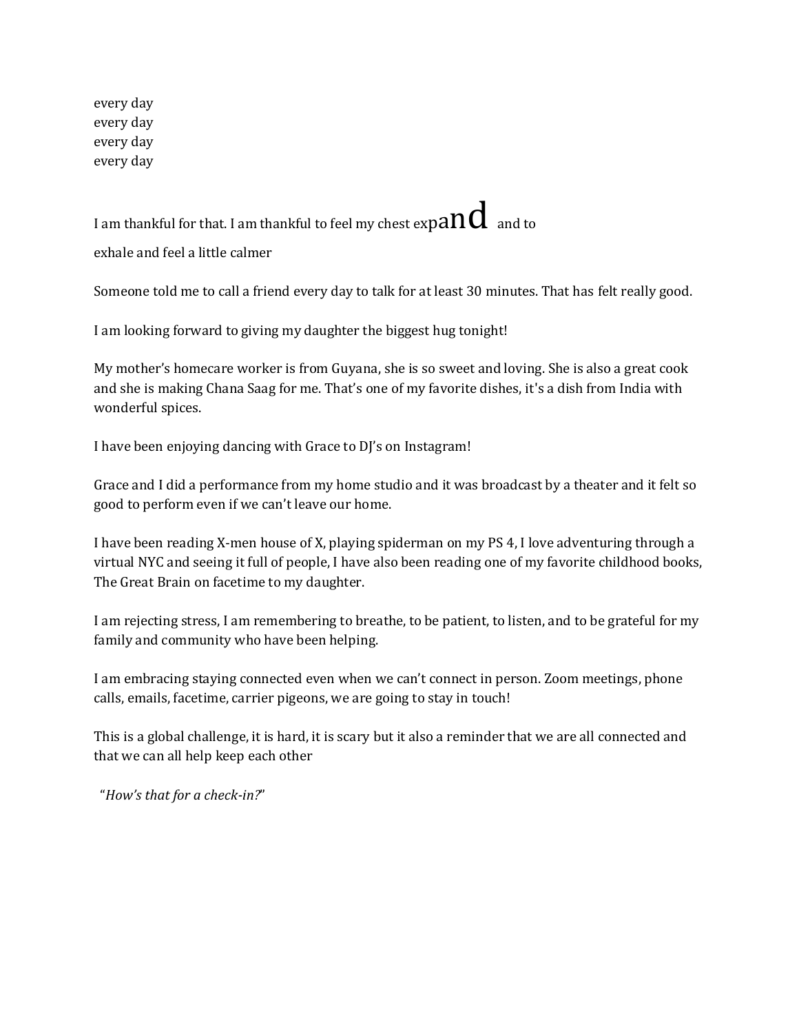every day
every day
every day
every day

I am thankful for that. I am thankful to feel my chest expand and to

exhale and feel a little calmer

Someone told me to call a friend every day to talk for at least 30 minutes. That has felt really good.

I am looking forward to giving my daughter the biggest hug tonight!

My mother's homecare worker is from Guyana, she is so sweet and loving. She is also a great cook and she is making Chana Saag for me. That's one of my favorite dishes, it's a dish from India with wonderful spices.

I have been enjoying dancing with Grace to DJ's on Instagram!

Grace and I did a performance from my home studio and it was broadcast by a theater and it felt so good to perform even if we can't leave our home.

I have been reading X-men house of X, playing spiderman on my PS 4, I love adventuring through a virtual NYC and seeing it full of people, I have also been reading one of my favorite childhood books, The Great Brain on facetime to my daughter.

I am rejecting stress, I am remembering to breathe, to be patient, to listen, and to be grateful for my family and community who have been helping.

I am embracing staying connected even when we can't connect in person. Zoom meetings, phone calls, emails, facetime, carrier pigeons, we are going to stay in touch!

This is a global challenge, it is hard, it is scary but it also a reminder that we are all connected and that we can all help keep each other

"*How's that for a check-in?*"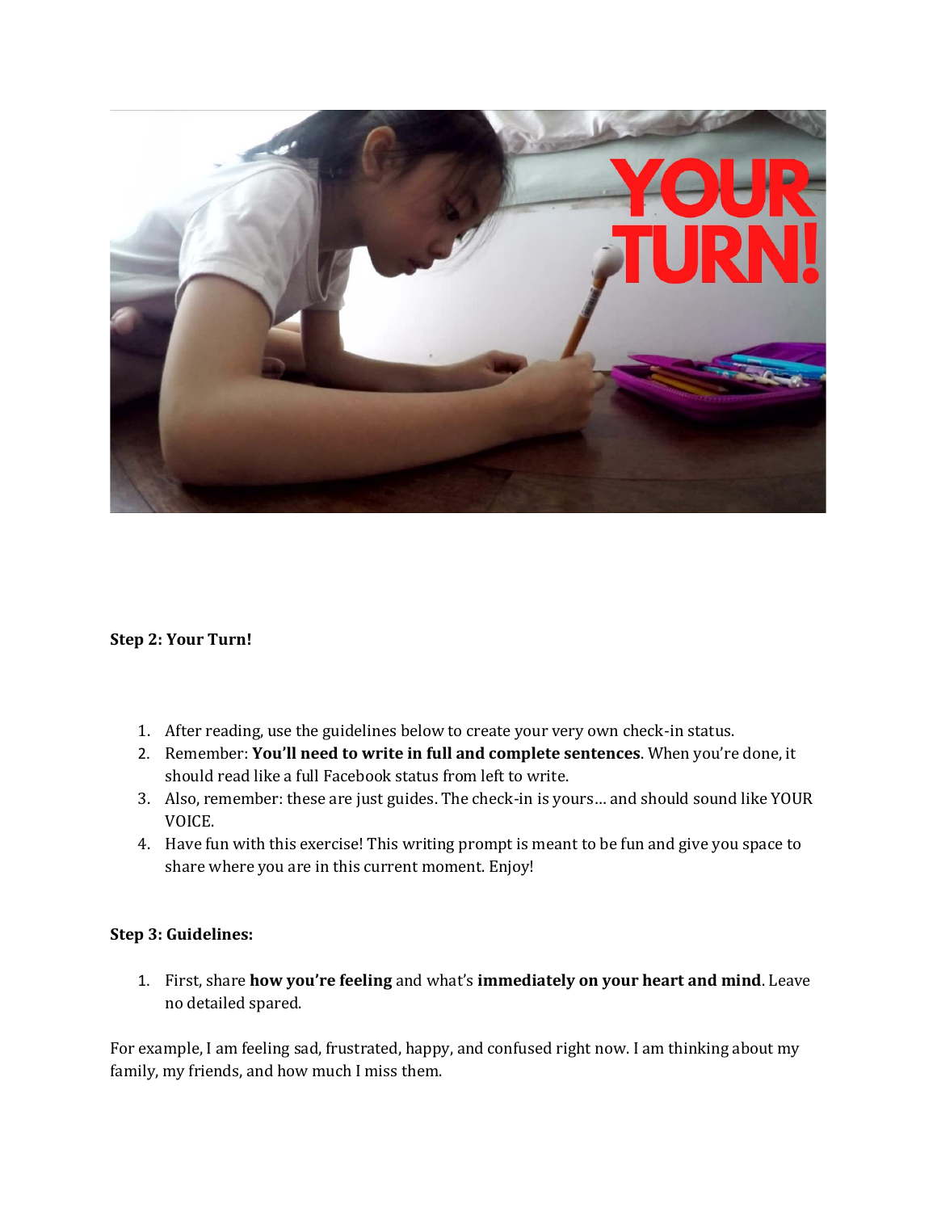**Step 2: Your Turn!**

1. After reading, use the guidelines below to create your very own check-in status.
2. Remember: **You'll need to write in full and complete sentences**. When you're done, it should read like a full Facebook status from left to write.
3. Also, remember: these are just guides. The check-in is yours… and should sound like YOUR VOICE.
4. Have fun with this exercise! This writing prompt is meant to be fun and give you space to share where you are in this current moment. Enjoy!

**Step 3: Guidelines:**

1. First, share **how you're feeling** and what's **immediately on your heart and mind**. Leave no detailed spared.

For example, I am feeling sad, frustrated, happy, and confused right now. I am thinking about my family, my friends, and how much I miss them.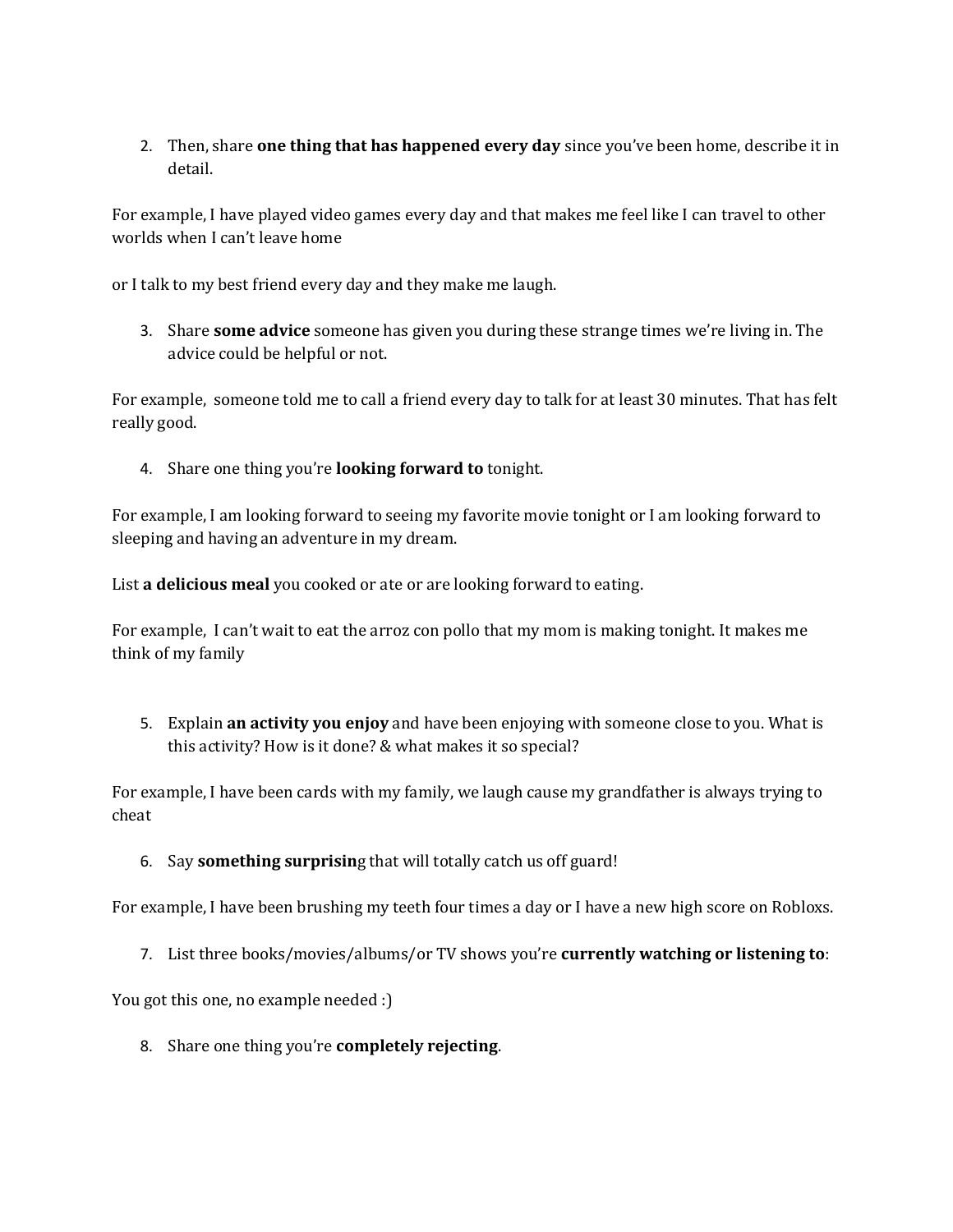2. Then, share **one thing that has happened every day** since you've been home, describe it in detail.

For example, I have played video games every day and that makes me feel like I can travel to other worlds when I can't leave home

or I talk to my best friend every day and they make me laugh.

3. Share **some advice** someone has given you during these strange times we're living in. The advice could be helpful or not.

For example, someone told me to call a friend every day to talk for at least 30 minutes. That has felt really good.

4. Share one thing you're **looking forward to** tonight.

For example, I am looking forward to seeing my favorite movie tonight or I am looking forward to sleeping and having an adventure in my dream.

List **a delicious meal** you cooked or ate or are looking forward to eating.

For example, I can't wait to eat the arroz con pollo that my mom is making tonight. It makes me think of my family

5. Explain **an activity you enjoy** and have been enjoying with someone close to you. What is this activity? How is it done? & what makes it so special?

For example, I have been cards with my family, we laugh cause my grandfather is always trying to cheat

6. Say **something surprisin**g that will totally catch us off guard!

For example, I have been brushing my teeth four times a day or I have a new high score on Robloxs.

7. List three books/movies/albums/or TV shows you're **currently watching or listening to**:

You got this one, no example needed :)

8. Share one thing you're **completely rejecting**.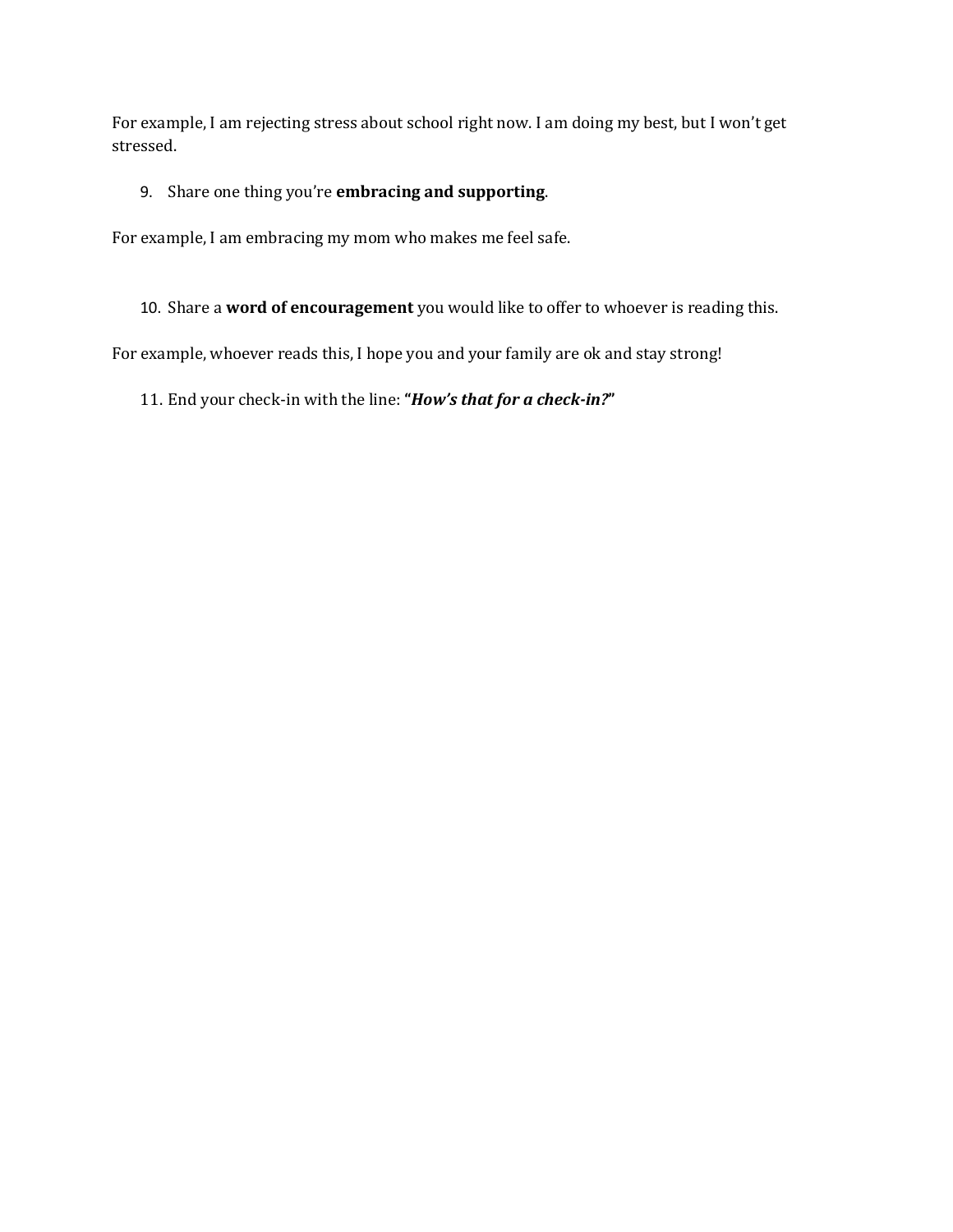For example, I am rejecting stress about school right now. I am doing my best, but I won't get stressed.

9. Share one thing you're **embracing and supporting**.

For example, I am embracing my mom who makes me feel safe.

10. Share a **word of encouragement** you would like to offer to whoever is reading this.

For example, whoever reads this, I hope you and your family are ok and stay strong!

11. End your check-in with the line: **"*How's that for a check-in?*"**